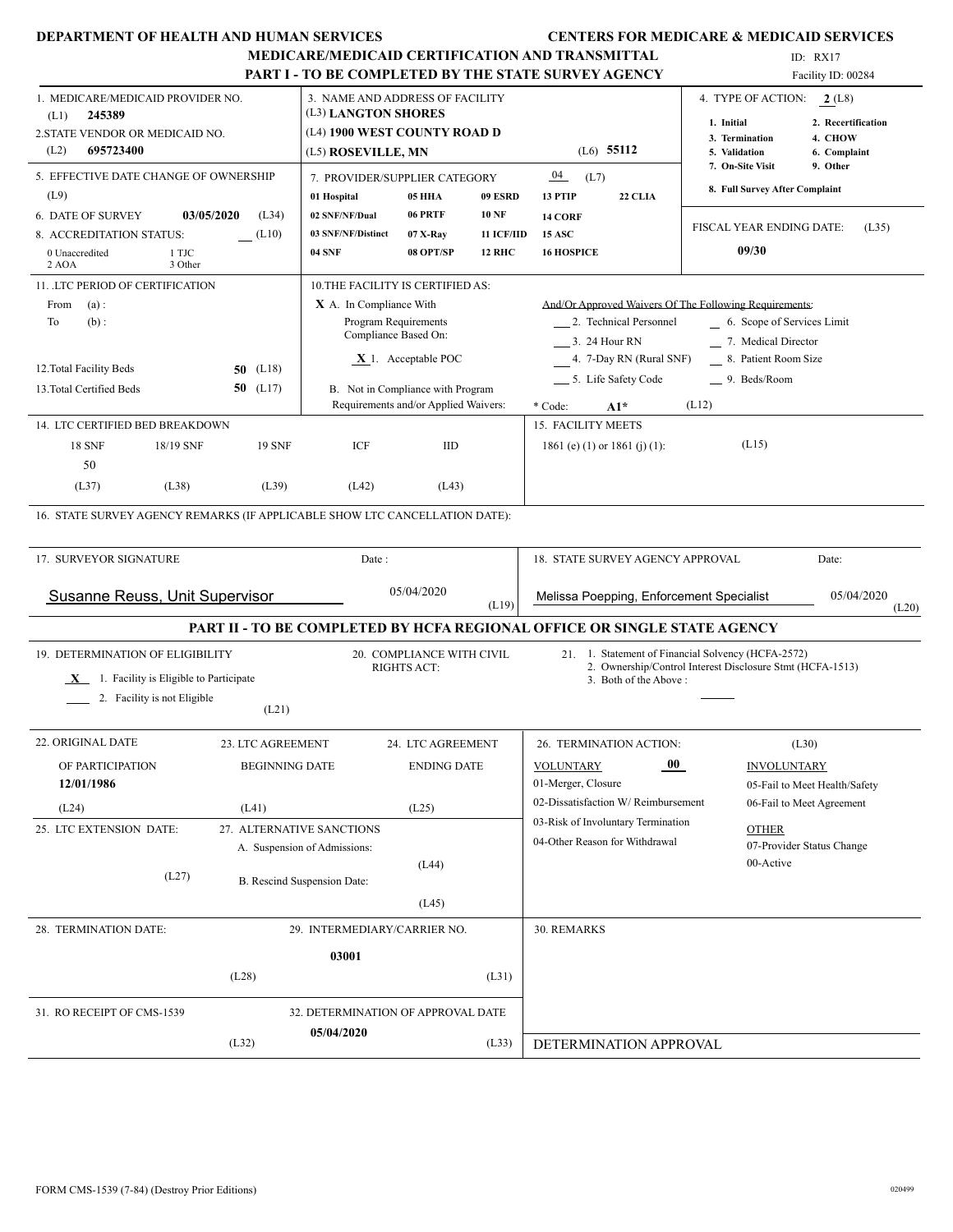**DEPARTMENT OF HEALTH AND HUMAN SERVICES** | **CENTERS FOR MEDICARE & MEDICAID SERVICES**

## MEDICARE/MEDICAID CERTIFICATION AND TRANSMITTAL

### PART I - TO BE COMPLETED BY THE STATE SURVEY AGENCY

ID: RX17
Facility ID: 00284

1. MEDICARE/MEDICAID PROVIDER NO. (L1) **245389**

2. STATE VENDOR OR MEDICAID NO. (L2) **695723400**

3. NAME AND ADDRESS OF FACILITY
(L3) **LANGTON SHORES**
(L4) **1900 WEST COUNTY ROAD D**
(L5) **ROSEVILLE, MN** (L6) **55112**

4. TYPE OF ACTION: **2** (L8)

| | |
|---|---|
| 1. Initial | 2. Recertification |
| 3. Termination | 4. CHOW |
| 5. Validation | 6. Complaint |
| 7. On-Site Visit | 9. Other |
| 8. Full Survey After Complaint | |

5. EFFECTIVE DATE CHANGE OF OWNERSHIP (L9)

6. DATE OF SURVEY **03/05/2020** (L34)

8. ACCREDITATION STATUS: ___ (L10)
0 Unaccredited  1 TJC  2 AOA  3 Other

7. PROVIDER/SUPPLIER CATEGORY 04 (L7)

| | | | | |
|---|---|---|---|---|
| 01 Hospital | 05 HHA | 09 ESRD | 13 PTIP | 22 CLIA |
| 02 SNF/NF/Dual | 06 PRTF | 10 NF | 14 CORF | |
| 03 SNF/NF/Distinct | 07 X-Ray | 11 ICF/IID | 15 ASC | |
| 04 SNF | 08 OPT/SP | 12 RHC | 16 HOSPICE | |

FISCAL YEAR ENDING DATE: (L35) **09/30**

11. LTC PERIOD OF CERTIFICATION
From (a) :
To (b) :

12. Total Facility Beds **50** (L18)

13. Total Certified Beds **50** (L17)

10. THE FACILITY IS CERTIFIED AS:
**X** A. In Compliance With Program Requirements Compliance Based On:
**X** 1. Acceptable POC
B. Not in Compliance with Program Requirements and/or Applied Waivers:

And/Or Approved Waivers Of The Following Requirements:
___ 2. Technical Personnel
___ 3. 24 Hour RN
___ 4. 7-Day RN (Rural SNF)
___ 5. Life Safety Code
___ 6. Scope of Services Limit
___ 7. Medical Director
___ 8. Patient Room Size
___ 9. Beds/Room

\* Code: **A1\*** (L12)

14. LTC CERTIFIED BED BREAKDOWN

| 18 SNF | 18/19 SNF | 19 SNF | ICF | IID |
|---|---|---|---|---|
| 50 | | | | |
| (L37) | (L38) | (L39) | (L42) | (L43) |

15. FACILITY MEETS 1861 (e) (1) or 1861 (j) (1): (L15)

16. STATE SURVEY AGENCY REMARKS (IF APPLICABLE SHOW LTC CANCELLATION DATE):

17. SURVEYOR SIGNATURE: Susanne Reuss, Unit Supervisor — Date: 05/04/2020 (L19)

18. STATE SURVEY AGENCY APPROVAL: Melissa Poepping, Enforcement Specialist — Date: 05/04/2020 (L20)

### PART II - TO BE COMPLETED BY HCFA REGIONAL OFFICE OR SINGLE STATE AGENCY

19. DETERMINATION OF ELIGIBILITY
**X** 1. Facility is Eligible to Participate
___ 2. Facility is not Eligible
(L21)

20. COMPLIANCE WITH CIVIL RIGHTS ACT:

21. 1. Statement of Financial Solvency (HCFA-2572)
2. Ownership/Control Interest Disclosure Stmt (HCFA-1513)
3. Both of the Above :

22. ORIGINAL DATE OF PARTICIPATION **12/01/1986** (L24)

23. LTC AGREEMENT BEGINNING DATE (L41)

24. LTC AGREEMENT ENDING DATE (L25)

25. LTC EXTENSION DATE: (L27)

26. TERMINATION ACTION: (L30)
VOLUNTARY **00**
01-Merger, Closure
02-Dissatisfaction W/ Reimbursement
03-Risk of Involuntary Termination
04-Other Reason for Withdrawal

INVOLUNTARY
05-Fail to Meet Health/Safety
06-Fail to Meet Agreement

OTHER
07-Provider Status Change
00-Active

27. ALTERNATIVE SANCTIONS
A. Suspension of Admissions: (L44)
B. Rescind Suspension Date: (L45)

28. TERMINATION DATE: (L28)

29. INTERMEDIARY/CARRIER NO. **03001** (L31)

30. REMARKS

31. RO RECEIPT OF CMS-1539 (L32)

32. DETERMINATION OF APPROVAL DATE **05/04/2020** (L33)

DETERMINATION APPROVAL

FORM CMS-1539 (7-84) (Destroy Prior Editions) 020499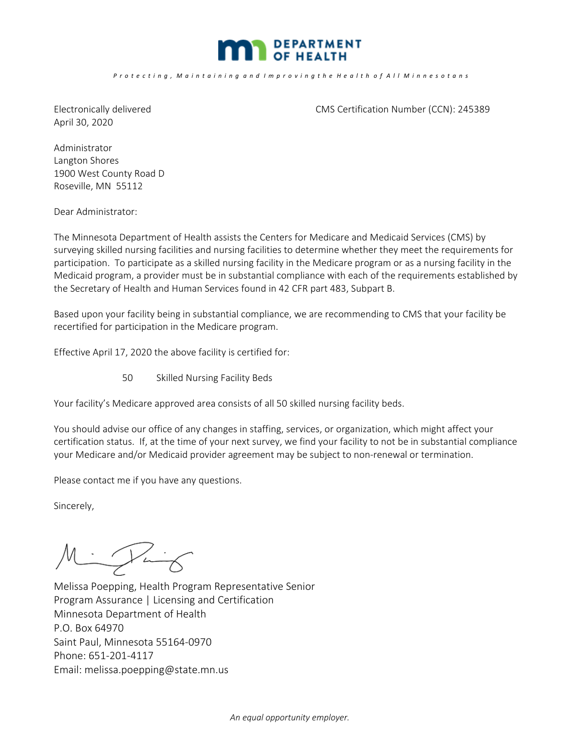**DEPARTMENT OF HEALTH**

*Protecting, Maintaining and Improving the Health of All Minnesotans*

Electronically delivered
April 30, 2020

CMS Certification Number (CCN): 245389

Administrator
Langton Shores
1900 West County Road D
Roseville, MN 55112

Dear Administrator:

The Minnesota Department of Health assists the Centers for Medicare and Medicaid Services (CMS) by surveying skilled nursing facilities and nursing facilities to determine whether they meet the requirements for participation. To participate as a skilled nursing facility in the Medicare program or as a nursing facility in the Medicaid program, a provider must be in substantial compliance with each of the requirements established by the Secretary of Health and Human Services found in 42 CFR part 483, Subpart B.

Based upon your facility being in substantial compliance, we are recommending to CMS that your facility be recertified for participation in the Medicare program.

Effective April 17, 2020 the above facility is certified for:

50 Skilled Nursing Facility Beds

Your facility's Medicare approved area consists of all 50 skilled nursing facility beds.

You should advise our office of any changes in staffing, services, or organization, which might affect your certification status. If, at the time of your next survey, we find your facility to not be in substantial compliance your Medicare and/or Medicaid provider agreement may be subject to non-renewal or termination.

Please contact me if you have any questions.

Sincerely,

Melissa Poepping, Health Program Representative Senior
Program Assurance | Licensing and Certification
Minnesota Department of Health
P.O. Box 64970
Saint Paul, Minnesota 55164-0970
Phone: 651-201-4117
Email: melissa.poepping@state.mn.us

*An equal opportunity employer.*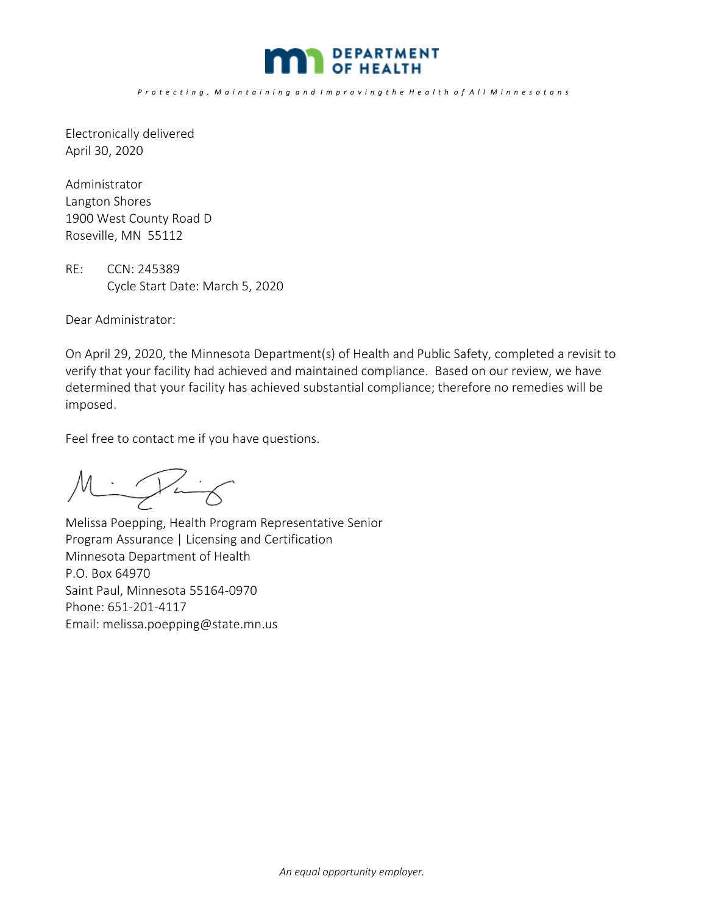DEPARTMENT OF HEALTH

*Protecting, Maintaining and Improving the Health of All Minnesotans*

Electronically delivered
April 30, 2020

Administrator
Langton Shores
1900 West County Road D
Roseville, MN 55112

RE: CCN: 245389
Cycle Start Date: March 5, 2020

Dear Administrator:

On April 29, 2020, the Minnesota Department(s) of Health and Public Safety, completed a revisit to verify that your facility had achieved and maintained compliance. Based on our review, we have determined that your facility has achieved substantial compliance; therefore no remedies will be imposed.

Feel free to contact me if you have questions.

Melissa Poepping, Health Program Representative Senior
Program Assurance | Licensing and Certification
Minnesota Department of Health
P.O. Box 64970
Saint Paul, Minnesota 55164-0970
Phone: 651-201-4117
Email: melissa.poepping@state.mn.us

*An equal opportunity employer.*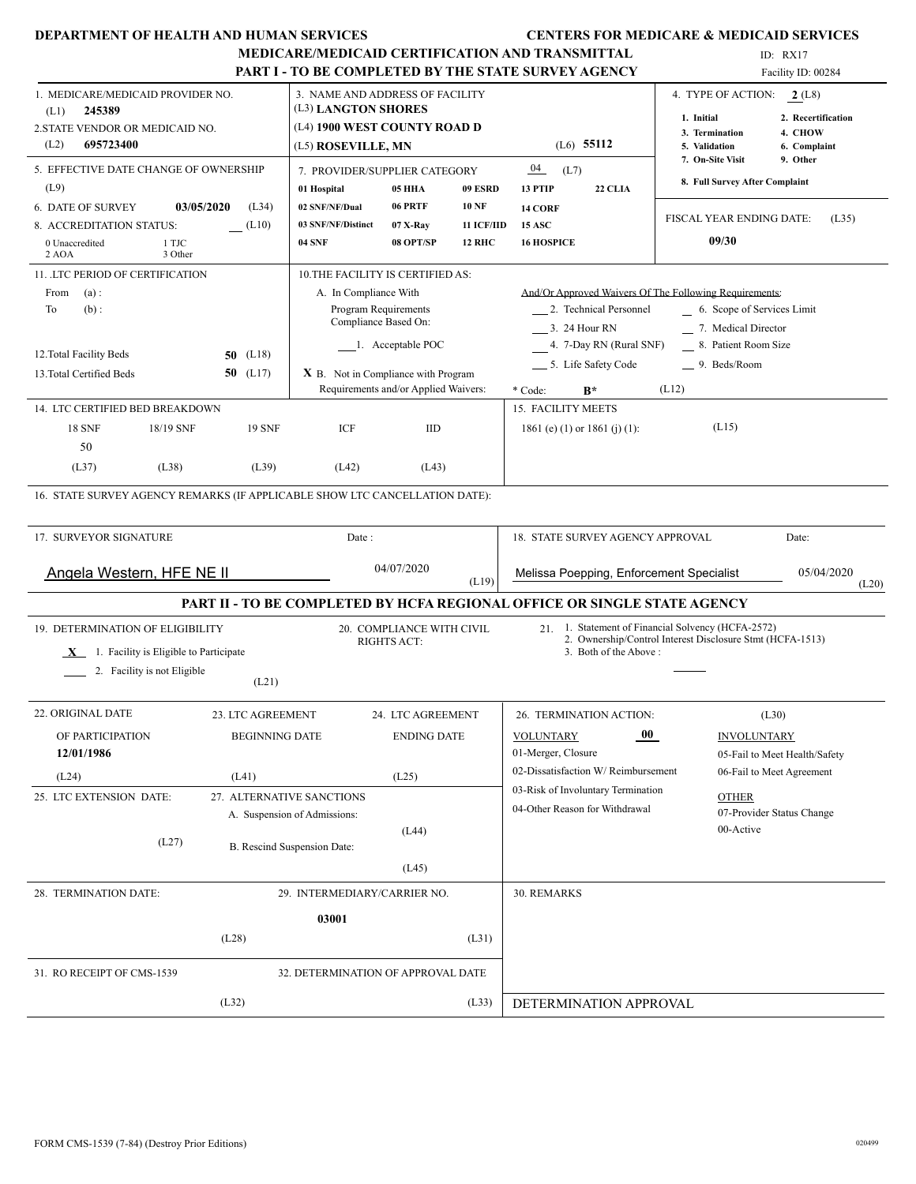**DEPARTMENT OF HEALTH AND HUMAN SERVICES** **CENTERS FOR MEDICARE & MEDICAID SERVICES**

# MEDICARE/MEDICAID CERTIFICATION AND TRANSMITTAL

## PART I - TO BE COMPLETED BY THE STATE SURVEY AGENCY

ID: RX17
Facility ID: 00284

1. MEDICARE/MEDICAID PROVIDER NO. (L1) **245389**

2. STATE VENDOR OR MEDICAID NO. (L2) **695723400**

3. NAME AND ADDRESS OF FACILITY
(L3) **LANGTON SHORES**
(L4) **1900 WEST COUNTY ROAD D**
(L5) **ROSEVILLE, MN** (L6) **55112**

4. TYPE OF ACTION: **2** (L8)
1. Initial 2. Recertification
3. Termination 4. CHOW
5. Validation 6. Complaint
7. On-Site Visit 9. Other
8. Full Survey After Complaint

5. EFFECTIVE DATE CHANGE OF OWNERSHIP (L9)

6. DATE OF SURVEY **03/05/2020** (L34)

7. PROVIDER/SUPPLIER CATEGORY 04 (L7)

| | | | | |
|---|---|---|---|---|
| 01 Hospital | 05 HHA | 09 ESRD | 13 PTIP | 22 CLIA |
| 02 SNF/NF/Dual | 06 PRTF | 10 NF | 14 CORF | |
| 03 SNF/NF/Distinct | 07 X-Ray | 11 ICF/IID | 15 ASC | |
| 04 SNF | 08 OPT/SP | 12 RHC | 16 HOSPICE | |

8. ACCREDITATION STATUS: ___ (L10)
0 Unaccredited 1 TJC
2 AOA 3 Other

FISCAL YEAR ENDING DATE: (L35) **09/30**

11. LTC PERIOD OF CERTIFICATION
From (a) :
To (b) :

12. Total Facility Beds **50** (L18)

13. Total Certified Beds **50** (L17)

10. THE FACILITY IS CERTIFIED AS:
A. In Compliance With
Program Requirements
Compliance Based On:
___ 1. Acceptable POC
**X** B. Not in Compliance with Program Requirements and/or Applied Waivers:

And/Or Approved Waivers Of The Following Requirements:
___ 2. Technical Personnel
___ 3. 24 Hour RN
___ 4. 7-Day RN (Rural SNF)
___ 5. Life Safety Code
___ 6. Scope of Services Limit
___ 7. Medical Director
___ 8. Patient Room Size
___ 9. Beds/Room

\* Code: **B\*** (L12)

14. LTC CERTIFIED BED BREAKDOWN

| 18 SNF | 18/19 SNF | 19 SNF | ICF | IID |
|---|---|---|---|---|
| 50 | | | | |
| (L37) | (L38) | (L39) | (L42) | (L43) |

15. FACILITY MEETS
1861 (e) (1) or 1861 (j) (1): (L15)

16. STATE SURVEY AGENCY REMARKS (IF APPLICABLE SHOW LTC CANCELLATION DATE):

17. SURVEYOR SIGNATURE Date:
Angela Western, HFE NE II 04/07/2020 (L19)

18. STATE SURVEY AGENCY APPROVAL Date:
Melissa Poepping, Enforcement Specialist 05/04/2020 (L20)

## PART II - TO BE COMPLETED BY HCFA REGIONAL OFFICE OR SINGLE STATE AGENCY

19. DETERMINATION OF ELIGIBILITY
**X** 1. Facility is Eligible to Participate
___ 2. Facility is not Eligible
(L21)

20. COMPLIANCE WITH CIVIL RIGHTS ACT:

21. 1. Statement of Financial Solvency (HCFA-2572)
2. Ownership/Control Interest Disclosure Stmt (HCFA-1513)
3. Both of the Above :

22. ORIGINAL DATE OF PARTICIPATION
**12/01/1986**
(L24)

23. LTC AGREEMENT BEGINNING DATE
(L41)

24. LTC AGREEMENT ENDING DATE
(L25)

25. LTC EXTENSION DATE:
(L27)

26. TERMINATION ACTION: (L30)
VOLUNTARY **00**
01-Merger, Closure
02-Dissatisfaction W/ Reimbursement
03-Risk of Involuntary Termination
04-Other Reason for Withdrawal

INVOLUNTARY
05-Fail to Meet Health/Safety
06-Fail to Meet Agreement

OTHER
07-Provider Status Change
00-Active

27. ALTERNATIVE SANCTIONS
A. Suspension of Admissions: (L44)
B. Rescind Suspension Date: (L45)

28. TERMINATION DATE:
(L28)

29. INTERMEDIARY/CARRIER NO.
**03001**
(L31)

30. REMARKS

31. RO RECEIPT OF CMS-1539
(L32)

32. DETERMINATION OF APPROVAL DATE
(L33)

DETERMINATION APPROVAL

FORM CMS-1539 (7-84) (Destroy Prior Editions) 020499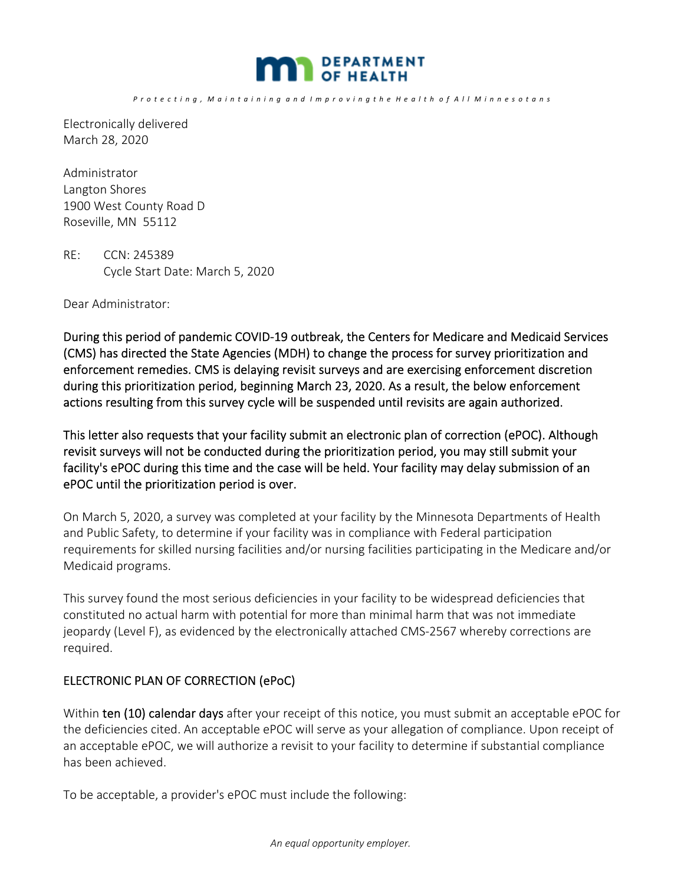**DEPARTMENT OF HEALTH**

*Protecting, Maintaining and Improving the Health of All Minnesotans*

Electronically delivered
March 28, 2020

Administrator
Langton Shores
1900 West County Road D
Roseville, MN 55112

RE: CCN: 245389
Cycle Start Date: March 5, 2020

Dear Administrator:

**During this period of pandemic COVID-19 outbreak, the Centers for Medicare and Medicaid Services (CMS) has directed the State Agencies (MDH) to change the process for survey prioritization and enforcement remedies. CMS is delaying revisit surveys and are exercising enforcement discretion during this prioritization period, beginning March 23, 2020. As a result, the below enforcement actions resulting from this survey cycle will be suspended until revisits are again authorized.**

**This letter also requests that your facility submit an electronic plan of correction (ePOC). Although revisit surveys will not be conducted during the prioritization period, you may still submit your facility's ePOC during this time and the case will be held. Your facility may delay submission of an ePOC until the prioritization period is over.**

On March 5, 2020, a survey was completed at your facility by the Minnesota Departments of Health and Public Safety, to determine if your facility was in compliance with Federal participation requirements for skilled nursing facilities and/or nursing facilities participating in the Medicare and/or Medicaid programs.

This survey found the most serious deficiencies in your facility to be widespread deficiencies that constituted no actual harm with potential for more than minimal harm that was not immediate jeopardy (Level F), as evidenced by the electronically attached CMS-2567 whereby corrections are required.

## ELECTRONIC PLAN OF CORRECTION (ePoC)

Within **ten (10) calendar days** after your receipt of this notice, you must submit an acceptable ePOC for the deficiencies cited. An acceptable ePOC will serve as your allegation of compliance. Upon receipt of an acceptable ePOC, we will authorize a revisit to your facility to determine if substantial compliance has been achieved.

To be acceptable, a provider's ePOC must include the following:

*An equal opportunity employer.*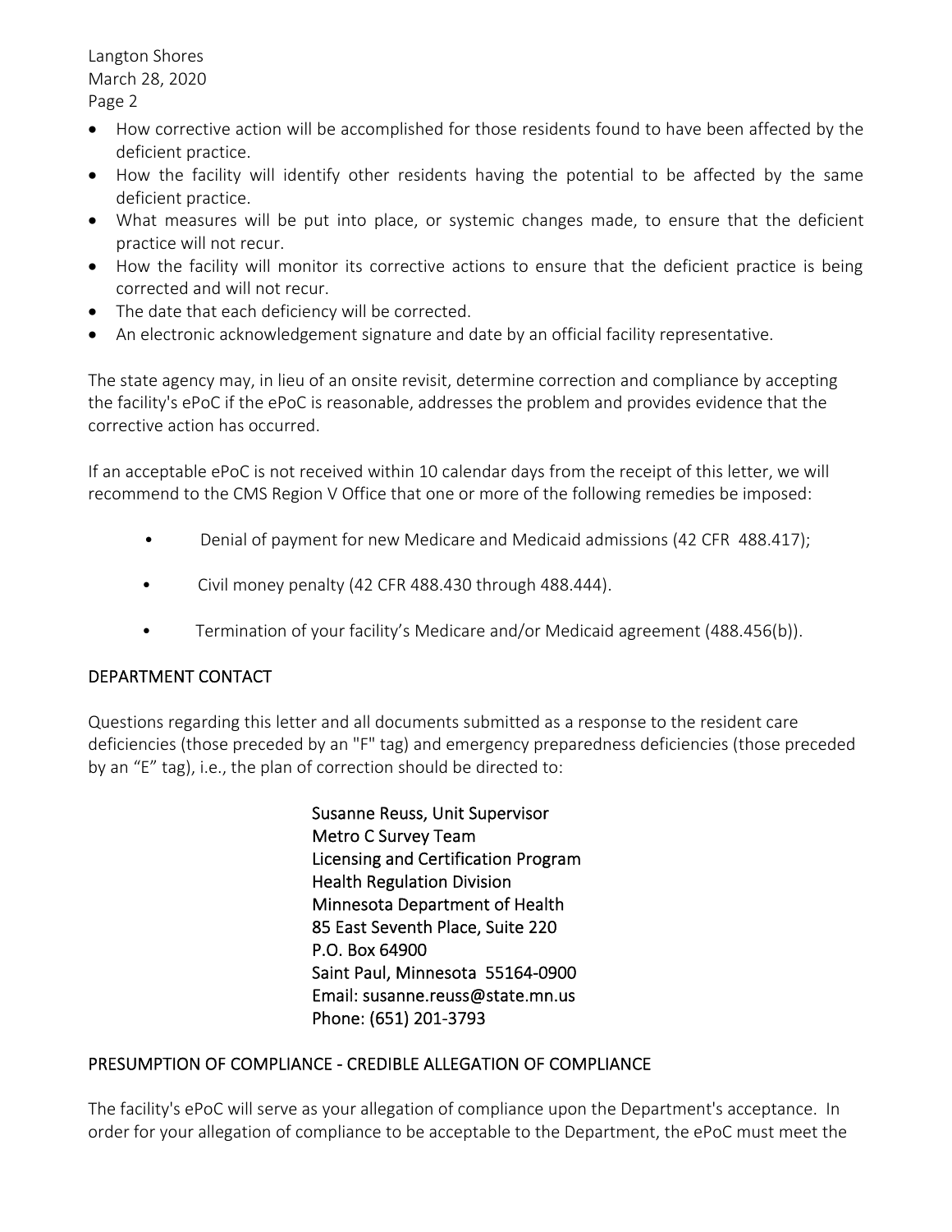- How corrective action will be accomplished for those residents found to have been affected by the deficient practice.
- How the facility will identify other residents having the potential to be affected by the same deficient practice.
- What measures will be put into place, or systemic changes made, to ensure that the deficient practice will not recur.
- How the facility will monitor its corrective actions to ensure that the deficient practice is being corrected and will not recur.
- The date that each deficiency will be corrected.
- An electronic acknowledgement signature and date by an official facility representative.

The state agency may, in lieu of an onsite revisit, determine correction and compliance by accepting the facility's ePoC if the ePoC is reasonable, addresses the problem and provides evidence that the corrective action has occurred.

If an acceptable ePoC is not received within 10 calendar days from the receipt of this letter, we will recommend to the CMS Region V Office that one or more of the following remedies be imposed:

- Denial of payment for new Medicare and Medicaid admissions (42 CFR 488.417);
- Civil money penalty (42 CFR 488.430 through 488.444).
- Termination of your facility's Medicare and/or Medicaid agreement (488.456(b)).

## DEPARTMENT CONTACT

Questions regarding this letter and all documents submitted as a response to the resident care deficiencies (those preceded by an "F" tag) and emergency preparedness deficiencies (those preceded by an "E" tag), i.e., the plan of correction should be directed to:

Susanne Reuss, Unit Supervisor
Metro C Survey Team
Licensing and Certification Program
Health Regulation Division
Minnesota Department of Health
85 East Seventh Place, Suite 220
P.O. Box 64900
Saint Paul, Minnesota 55164-0900
Email: susanne.reuss@state.mn.us
Phone: (651) 201-3793

## PRESUMPTION OF COMPLIANCE - CREDIBLE ALLEGATION OF COMPLIANCE

The facility's ePoC will serve as your allegation of compliance upon the Department's acceptance. In order for your allegation of compliance to be acceptable to the Department, the ePoC must meet the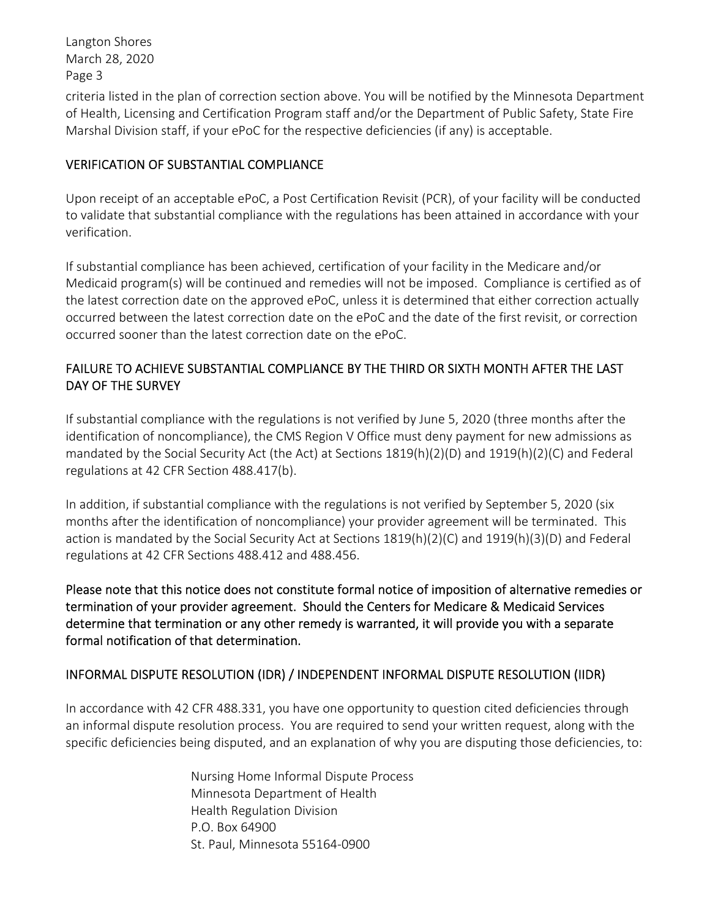criteria listed in the plan of correction section above. You will be notified by the Minnesota Department of Health, Licensing and Certification Program staff and/or the Department of Public Safety, State Fire Marshal Division staff, if your ePoC for the respective deficiencies (if any) is acceptable.

## VERIFICATION OF SUBSTANTIAL COMPLIANCE

Upon receipt of an acceptable ePoC, a Post Certification Revisit (PCR), of your facility will be conducted to validate that substantial compliance with the regulations has been attained in accordance with your verification.

If substantial compliance has been achieved, certification of your facility in the Medicare and/or Medicaid program(s) will be continued and remedies will not be imposed. Compliance is certified as of the latest correction date on the approved ePoC, unless it is determined that either correction actually occurred between the latest correction date on the ePoC and the date of the first revisit, or correction occurred sooner than the latest correction date on the ePoC.

## FAILURE TO ACHIEVE SUBSTANTIAL COMPLIANCE BY THE THIRD OR SIXTH MONTH AFTER THE LAST DAY OF THE SURVEY

If substantial compliance with the regulations is not verified by June 5, 2020 (three months after the identification of noncompliance), the CMS Region V Office must deny payment for new admissions as mandated by the Social Security Act (the Act) at Sections 1819(h)(2)(D) and 1919(h)(2)(C) and Federal regulations at 42 CFR Section 488.417(b).

In addition, if substantial compliance with the regulations is not verified by September 5, 2020 (six months after the identification of noncompliance) your provider agreement will be terminated. This action is mandated by the Social Security Act at Sections 1819(h)(2)(C) and 1919(h)(3)(D) and Federal regulations at 42 CFR Sections 488.412 and 488.456.

**Please note that this notice does not constitute formal notice of imposition of alternative remedies or termination of your provider agreement. Should the Centers for Medicare & Medicaid Services determine that termination or any other remedy is warranted, it will provide you with a separate formal notification of that determination.**

## INFORMAL DISPUTE RESOLUTION (IDR) / INDEPENDENT INFORMAL DISPUTE RESOLUTION (IIDR)

In accordance with 42 CFR 488.331, you have one opportunity to question cited deficiencies through an informal dispute resolution process. You are required to send your written request, along with the specific deficiencies being disputed, and an explanation of why you are disputing those deficiencies, to:

Nursing Home Informal Dispute Process
Minnesota Department of Health
Health Regulation Division
P.O. Box 64900
St. Paul, Minnesota 55164-0900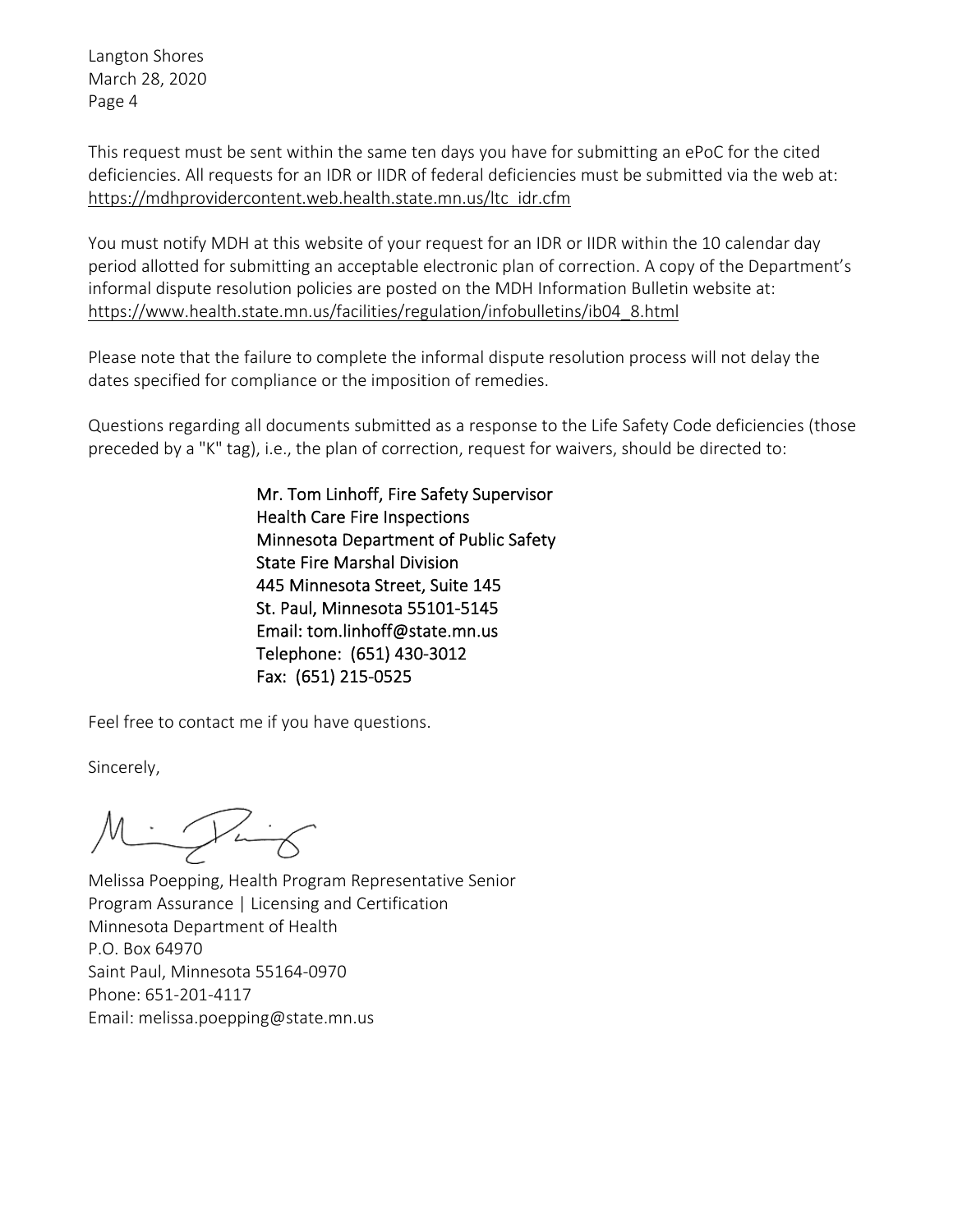This request must be sent within the same ten days you have for submitting an ePoC for the cited deficiencies. All requests for an IDR or IIDR of federal deficiencies must be submitted via the web at: https://mdhprovidercontent.web.health.state.mn.us/ltc_idr.cfm

You must notify MDH at this website of your request for an IDR or IIDR within the 10 calendar day period allotted for submitting an acceptable electronic plan of correction. A copy of the Department's informal dispute resolution policies are posted on the MDH Information Bulletin website at: https://www.health.state.mn.us/facilities/regulation/infobulletins/ib04_8.html

Please note that the failure to complete the informal dispute resolution process will not delay the dates specified for compliance or the imposition of remedies.

Questions regarding all documents submitted as a response to the Life Safety Code deficiencies (those preceded by a "K" tag), i.e., the plan of correction, request for waivers, should be directed to:

> Mr. Tom Linhoff, Fire Safety Supervisor
> Health Care Fire Inspections
> Minnesota Department of Public Safety
> State Fire Marshal Division
> 445 Minnesota Street, Suite 145
> St. Paul, Minnesota 55101-5145
> Email: tom.linhoff@state.mn.us
> Telephone: (651) 430-3012
> Fax: (651) 215-0525

Feel free to contact me if you have questions.

Sincerely,

Melissa Poepping, Health Program Representative Senior
Program Assurance | Licensing and Certification
Minnesota Department of Health
P.O. Box 64970
Saint Paul, Minnesota 55164-0970
Phone: 651-201-4117
Email: melissa.poepping@state.mn.us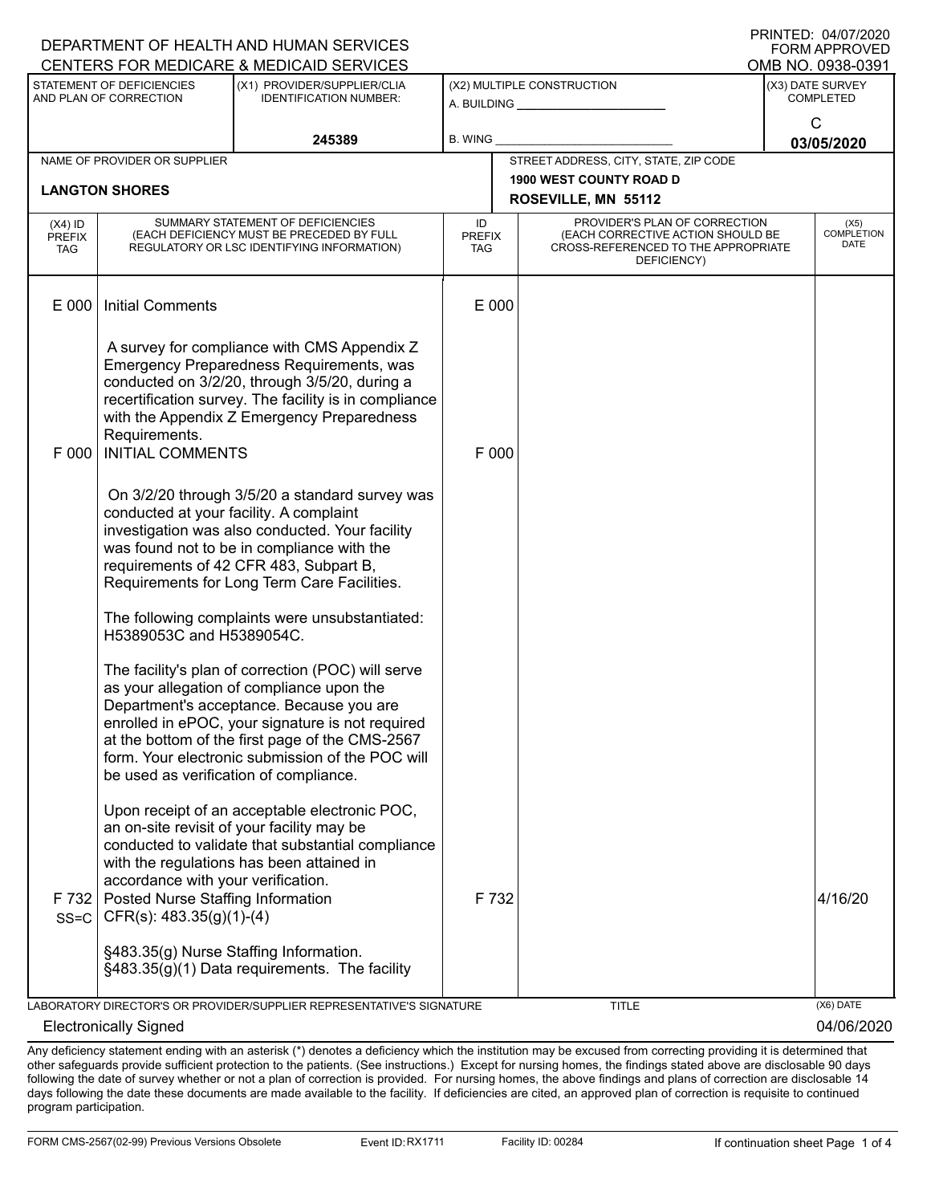DEPARTMENT OF HEALTH AND HUMAN SERVICES
CENTERS FOR MEDICARE & MEDICAID SERVICES

PRINTED: 04/07/2020
FORM APPROVED
OMB NO. 0938-0391

| STATEMENT OF DEFICIENCIES AND PLAN OF CORRECTION | (X1) PROVIDER/SUPPLIER/CLIA IDENTIFICATION NUMBER: | (X2) MULTIPLE CONSTRUCTION | (X3) DATE SURVEY COMPLETED |
|---|---|---|---|
| | 245389 | A. BUILDING ______ B. WING ______ | C 03/05/2020 |

| NAME OF PROVIDER OR SUPPLIER | STREET ADDRESS, CITY, STATE, ZIP CODE |
|---|---|
| LANGTON SHORES | 1900 WEST COUNTY ROAD D ROSEVILLE, MN 55112 |

| (X4) ID PREFIX TAG | SUMMARY STATEMENT OF DEFICIENCIES (EACH DEFICIENCY MUST BE PRECEDED BY FULL REGULATORY OR LSC IDENTIFYING INFORMATION) | ID PREFIX TAG | PROVIDER'S PLAN OF CORRECTION (EACH CORRECTIVE ACTION SHOULD BE CROSS-REFERENCED TO THE APPROPRIATE DEFICIENCY) | (X5) COMPLETION DATE |
|---|---|---|---|---|
| E 000 | Initial Comments<br><br>A survey for compliance with CMS Appendix Z Emergency Preparedness Requirements, was conducted on 3/2/20, through 3/5/20, during a recertification survey. The facility is in compliance with the Appendix Z Emergency Preparedness Requirements. | E 000 | | |
| F 000 | INITIAL COMMENTS<br><br>On 3/2/20 through 3/5/20 a standard survey was conducted at your facility. A complaint investigation was also conducted. Your facility was found not to be in compliance with the requirements of 42 CFR 483, Subpart B, Requirements for Long Term Care Facilities.<br><br>The following complaints were unsubstantiated: H5389053C and H5389054C.<br><br>The facility's plan of correction (POC) will serve as your allegation of compliance upon the Department's acceptance. Because you are enrolled in ePOC, your signature is not required at the bottom of the first page of the CMS-2567 form. Your electronic submission of the POC will be used as verification of compliance.<br><br>Upon receipt of an acceptable electronic POC, an on-site revisit of your facility may be conducted to validate that substantial compliance with the regulations has been attained in accordance with your verification. | F 000 | | |
| F 732 SS=C | Posted Nurse Staffing Information<br>CFR(s): 483.35(g)(1)-(4)<br><br>§483.35(g) Nurse Staffing Information.<br>§483.35(g)(1) Data requirements. The facility | F 732 | | 4/16/20 |

LABORATORY DIRECTOR'S OR PROVIDER/SUPPLIER REPRESENTATIVE'S SIGNATURE: Electronically Signed
TITLE:
(X6) DATE: 04/06/2020

Any deficiency statement ending with an asterisk (*) denotes a deficiency which the institution may be excused from correcting providing it is determined that other safeguards provide sufficient protection to the patients. (See instructions.) Except for nursing homes, the findings stated above are disclosable 90 days following the date of survey whether or not a plan of correction is provided. For nursing homes, the above findings and plans of correction are disclosable 14 days following the date these documents are made available to the facility. If deficiencies are cited, an approved plan of correction is requisite to continued program participation.

FORM CMS-2567(02-99) Previous Versions Obsolete Event ID: RX1711 Facility ID: 00284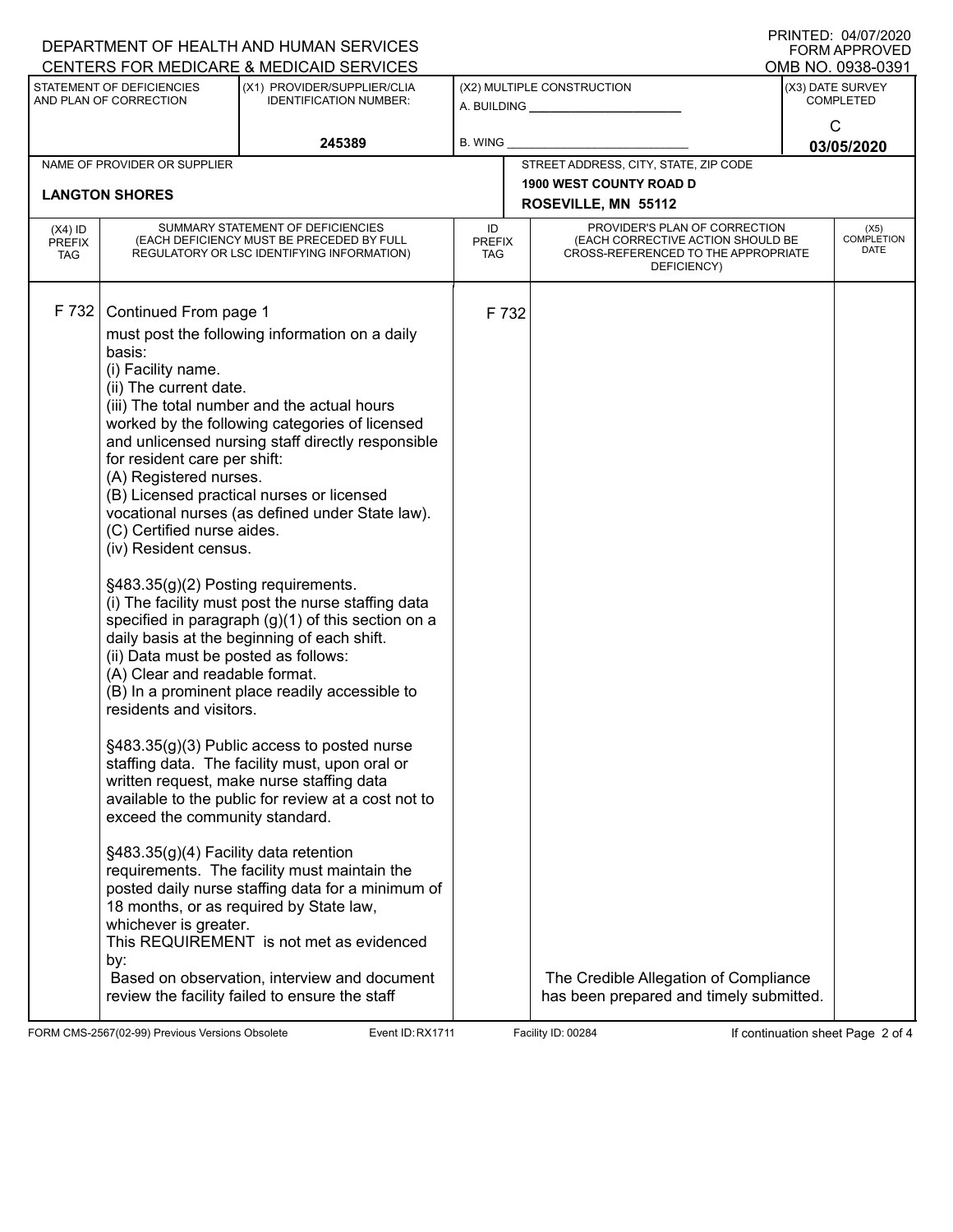DEPARTMENT OF HEALTH AND HUMAN SERVICES
CENTERS FOR MEDICARE & MEDICAID SERVICES

PRINTED: 04/07/2020
FORM APPROVED
OMB NO. 0938-0391

| STATEMENT OF DEFICIENCIES AND PLAN OF CORRECTION | (X1) PROVIDER/SUPPLIER/CLIA IDENTIFICATION NUMBER: | (X2) MULTIPLE CONSTRUCTION | (X3) DATE SURVEY COMPLETED |
|---|---|---|---|
| | 245389 | A. BUILDING ______ B. WING ______ | C 03/05/2020 |

| NAME OF PROVIDER OR SUPPLIER | STREET ADDRESS, CITY, STATE, ZIP CODE |
|---|---|
| LANGTON SHORES | 1900 WEST COUNTY ROAD D ROSEVILLE, MN 55112 |

| (X4) ID PREFIX TAG | SUMMARY STATEMENT OF DEFICIENCIES (EACH DEFICIENCY MUST BE PRECEDED BY FULL REGULATORY OR LSC IDENTIFYING INFORMATION) | ID PREFIX TAG | PROVIDER'S PLAN OF CORRECTION (EACH CORRECTIVE ACTION SHOULD BE CROSS-REFERENCED TO THE APPROPRIATE DEFICIENCY) | (X5) COMPLETION DATE |
|---|---|---|---|---|
| F 732 | Continued From page 1<br>must post the following information on a daily basis:<br>(i) Facility name.<br>(ii) The current date.<br>(iii) The total number and the actual hours worked by the following categories of licensed and unlicensed nursing staff directly responsible for resident care per shift:<br>(A) Registered nurses.<br>(B) Licensed practical nurses or licensed vocational nurses (as defined under State law).<br>(C) Certified nurse aides.<br>(iv) Resident census.<br><br>§483.35(g)(2) Posting requirements.<br>(i) The facility must post the nurse staffing data specified in paragraph (g)(1) of this section on a daily basis at the beginning of each shift.<br>(ii) Data must be posted as follows:<br>(A) Clear and readable format.<br>(B) In a prominent place readily accessible to residents and visitors.<br><br>§483.35(g)(3) Public access to posted nurse staffing data. The facility must, upon oral or written request, make nurse staffing data available to the public for review at a cost not to exceed the community standard.<br><br>§483.35(g)(4) Facility data retention requirements. The facility must maintain the posted daily nurse staffing data for a minimum of 18 months, or as required by State law, whichever is greater.<br>This REQUIREMENT is not met as evidenced by:<br>Based on observation, interview and document review the facility failed to ensure the staff | F 732 | The Credible Allegation of Compliance has been prepared and timely submitted. | |

FORM CMS-2567(02-99) Previous Versions Obsolete    Event ID: RX1711    Facility ID: 00284    If continuation sheet Page 2 of 4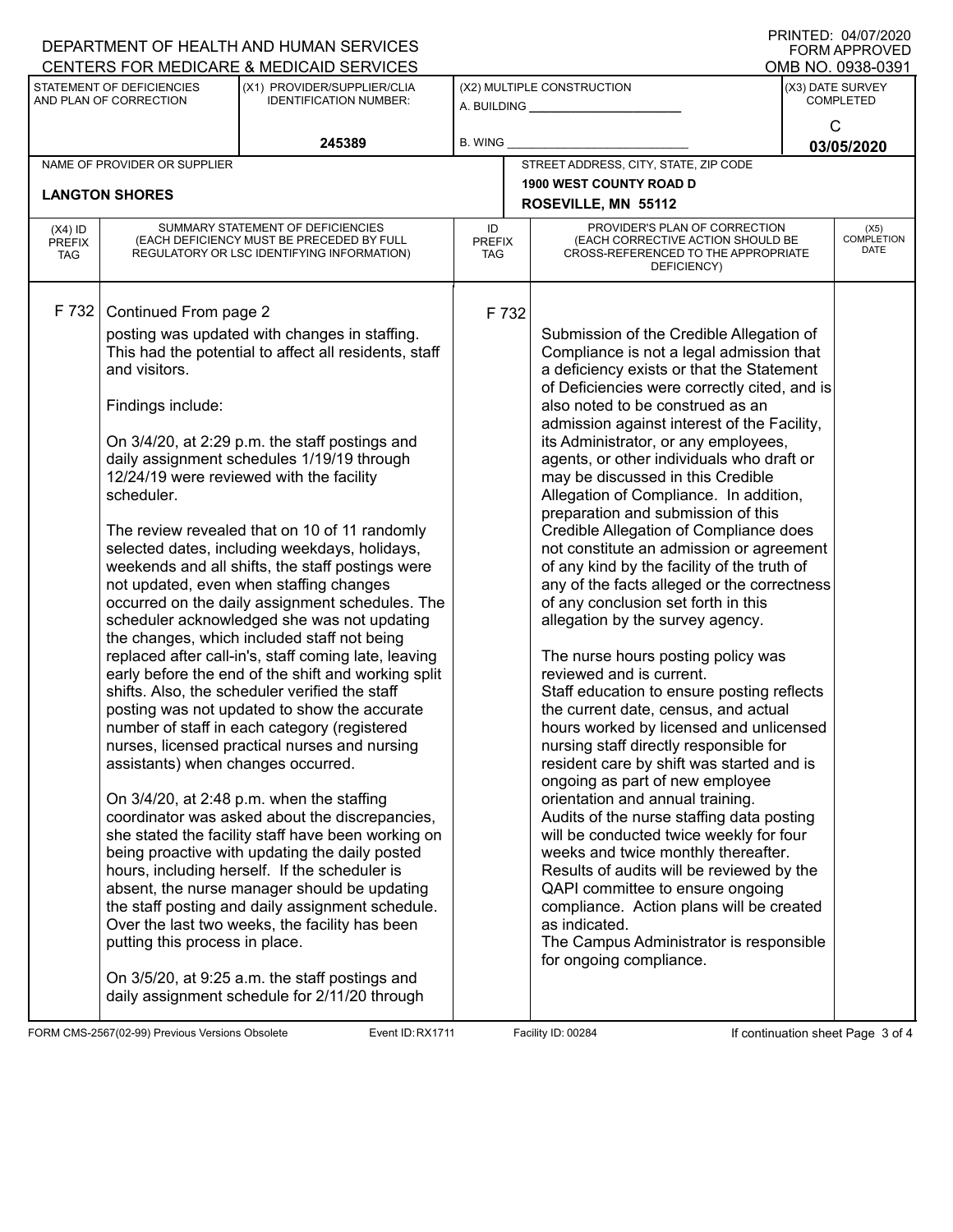DEPARTMENT OF HEALTH AND HUMAN SERVICES
CENTERS FOR MEDICARE & MEDICAID SERVICES

PRINTED: 04/07/2020
FORM APPROVED
OMB NO. 0938-0391

| STATEMENT OF DEFICIENCIES AND PLAN OF CORRECTION | (X1) PROVIDER/SUPPLIER/CLIA IDENTIFICATION NUMBER: | (X2) MULTIPLE CONSTRUCTION | (X3) DATE SURVEY COMPLETED |
|---|---|---|---|
| | 245389 | A. BUILDING ______ B. WING ______ | C 03/05/2020 |

| NAME OF PROVIDER OR SUPPLIER | STREET ADDRESS, CITY, STATE, ZIP CODE |
|---|---|
| LANGTON SHORES | 1900 WEST COUNTY ROAD D ROSEVILLE, MN 55112 |

| (X4) ID PREFIX TAG | SUMMARY STATEMENT OF DEFICIENCIES (EACH DEFICIENCY MUST BE PRECEDED BY FULL REGULATORY OR LSC IDENTIFYING INFORMATION) | ID PREFIX TAG | PROVIDER'S PLAN OF CORRECTION (EACH CORRECTIVE ACTION SHOULD BE CROSS-REFERENCED TO THE APPROPRIATE DEFICIENCY) | (X5) COMPLETION DATE |
|---|---|---|---|---|
| F 732 | Continued From page 2<br>posting was updated with changes in staffing. This had the potential to affect all residents, staff and visitors.<br><br>Findings include:<br><br>On 3/4/20, at 2:29 p.m. the staff postings and daily assignment schedules 1/19/19 through 12/24/19 were reviewed with the facility scheduler.<br><br>The review revealed that on 10 of 11 randomly selected dates, including weekdays, holidays, weekends and all shifts, the staff postings were not updated, even when staffing changes occurred on the daily assignment schedules. The scheduler acknowledged she was not updating the changes, which included staff not being replaced after call-in's, staff coming late, leaving early before the end of the shift and working split shifts. Also, the scheduler verified the staff posting was not updated to show the accurate number of staff in each category (registered nurses, licensed practical nurses and nursing assistants) when changes occurred.<br><br>On 3/4/20, at 2:48 p.m. when the staffing coordinator was asked about the discrepancies, she stated the facility staff have been working on being proactive with updating the daily posted hours, including herself. If the scheduler is absent, the nurse manager should be updating the staff posting and daily assignment schedule. Over the last two weeks, the facility has been putting this process in place.<br><br>On 3/5/20, at 9:25 a.m. the staff postings and daily assignment schedule for 2/11/20 through | F 732 | Submission of the Credible Allegation of Compliance is not a legal admission that a deficiency exists or that the Statement of Deficiencies were correctly cited, and is also noted to be construed as an admission against interest of the Facility, its Administrator, or any employees, agents, or other individuals who draft or may be discussed in this Credible Allegation of Compliance. In addition, preparation and submission of this Credible Allegation of Compliance does not constitute an admission or agreement of any kind by the facility of the truth of any of the facts alleged or the correctness of any conclusion set forth in this allegation by the survey agency.<br><br>The nurse hours posting policy was reviewed and is current.<br>Staff education to ensure posting reflects the current date, census, and actual hours worked by licensed and unlicensed nursing staff directly responsible for resident care by shift was started and is ongoing as part of new employee orientation and annual training.<br>Audits of the nurse staffing data posting will be conducted twice weekly for four weeks and twice monthly thereafter.<br>Results of audits will be reviewed by the QAPI committee to ensure ongoing compliance. Action plans will be created as indicated.<br>The Campus Administrator is responsible for ongoing compliance. | |

FORM CMS-2567(02-99) Previous Versions Obsolete Event ID: RX1711 Facility ID: 00284 If continuation sheet Page 3 of 4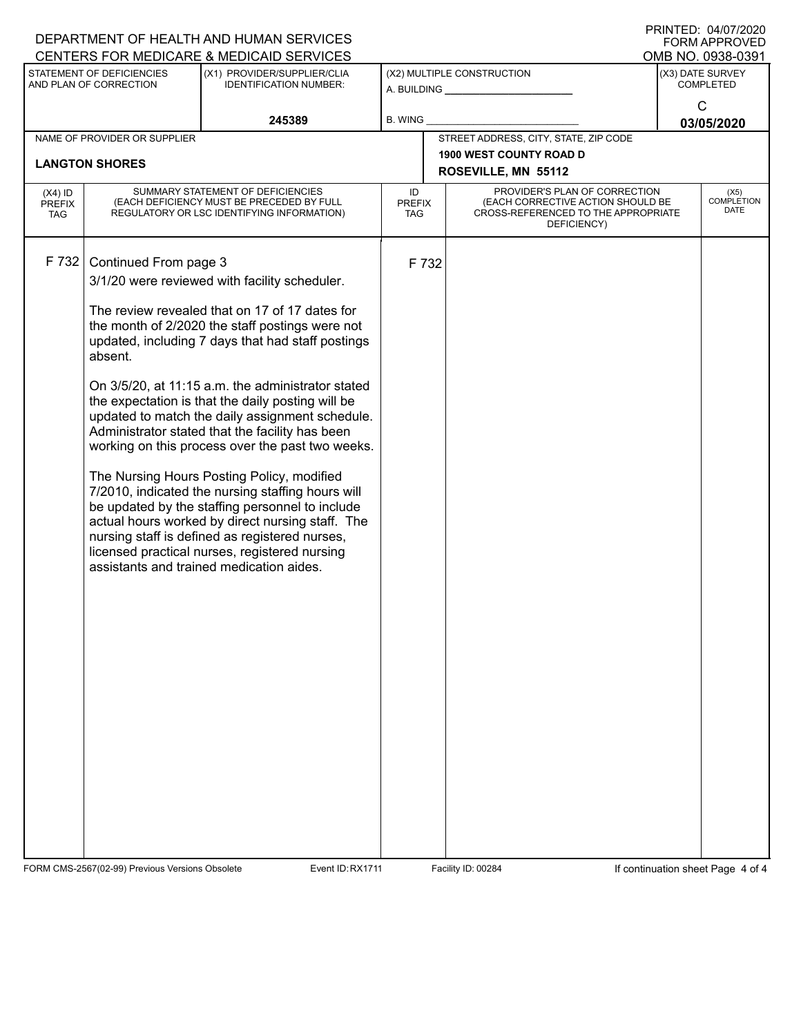DEPARTMENT OF HEALTH AND HUMAN SERVICES
CENTERS FOR MEDICARE & MEDICAID SERVICES

PRINTED: 04/07/2020
FORM APPROVED
OMB NO. 0938-0391

| STATEMENT OF DEFICIENCIES AND PLAN OF CORRECTION | (X1) PROVIDER/SUPPLIER/CLIA IDENTIFICATION NUMBER: | (X2) MULTIPLE CONSTRUCTION | (X3) DATE SURVEY COMPLETED |
|---|---|---|---|
| | 245389 | A. BUILDING ______ B. WING ______ | C 03/05/2020 |

| NAME OF PROVIDER OR SUPPLIER | STREET ADDRESS, CITY, STATE, ZIP CODE |
|---|---|
| LANGTON SHORES | 1900 WEST COUNTY ROAD D ROSEVILLE, MN 55112 |

| (X4) ID PREFIX TAG | SUMMARY STATEMENT OF DEFICIENCIES (EACH DEFICIENCY MUST BE PRECEDED BY FULL REGULATORY OR LSC IDENTIFYING INFORMATION) | ID PREFIX TAG | PROVIDER'S PLAN OF CORRECTION (EACH CORRECTIVE ACTION SHOULD BE CROSS-REFERENCED TO THE APPROPRIATE DEFICIENCY) | (X5) COMPLETION DATE |
|---|---|---|---|---|
| F 732 | Continued From page 3<br>3/1/20 were reviewed with facility scheduler.<br><br>The review revealed that on 17 of 17 dates for the month of 2/2020 the staff postings were not updated, including 7 days that had staff postings absent.<br><br>On 3/5/20, at 11:15 a.m. the administrator stated the expectation is that the daily posting will be updated to match the daily assignment schedule. Administrator stated that the facility has been working on this process over the past two weeks.<br><br>The Nursing Hours Posting Policy, modified 7/2010, indicated the nursing staffing hours will be updated by the staffing personnel to include actual hours worked by direct nursing staff. The nursing staff is defined as registered nurses, licensed practical nurses, registered nursing assistants and trained medication aides. | F 732 | | |

FORM CMS-2567(02-99) Previous Versions Obsolete Event ID: RX1711 Facility ID: 00284 If continuation sheet Page 4 of 4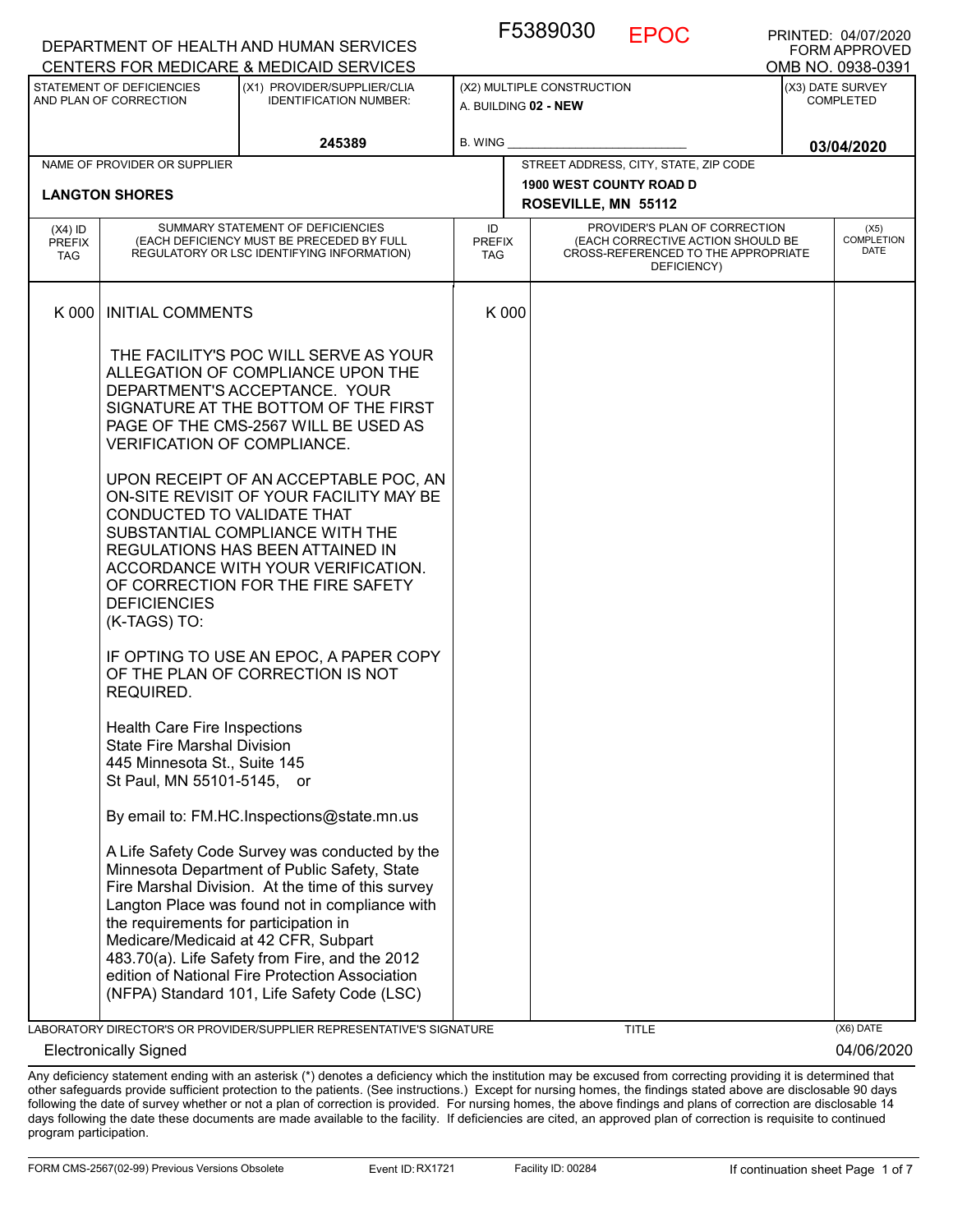F5389030 EPOC

DEPARTMENT OF HEALTH AND HUMAN SERVICES
CENTERS FOR MEDICARE & MEDICAID SERVICES

PRINTED: 04/07/2020
FORM APPROVED
OMB NO. 0938-0391

| STATEMENT OF DEFICIENCIES AND PLAN OF CORRECTION | (X1) PROVIDER/SUPPLIER/CLIA IDENTIFICATION NUMBER: | (X2) MULTIPLE CONSTRUCTION | (X3) DATE SURVEY COMPLETED |
|---|---|---|---|
| | 245389 | A. BUILDING 02 - NEW<br>B. WING ___ | 03/04/2020 |

| NAME OF PROVIDER OR SUPPLIER | STREET ADDRESS, CITY, STATE, ZIP CODE |
|---|---|
| LANGTON SHORES | 1900 WEST COUNTY ROAD D<br>ROSEVILLE, MN 55112 |

| (X4) ID PREFIX TAG | SUMMARY STATEMENT OF DEFICIENCIES (EACH DEFICIENCY MUST BE PRECEDED BY FULL REGULATORY OR LSC IDENTIFYING INFORMATION) | ID PREFIX TAG | PROVIDER'S PLAN OF CORRECTION (EACH CORRECTIVE ACTION SHOULD BE CROSS-REFERENCED TO THE APPROPRIATE DEFICIENCY) | (X5) COMPLETION DATE |
|---|---|---|---|---|
| K 000 | INITIAL COMMENTS<br><br>THE FACILITY'S POC WILL SERVE AS YOUR ALLEGATION OF COMPLIANCE UPON THE DEPARTMENT'S ACCEPTANCE. YOUR SIGNATURE AT THE BOTTOM OF THE FIRST PAGE OF THE CMS-2567 WILL BE USED AS VERIFICATION OF COMPLIANCE.<br><br>UPON RECEIPT OF AN ACCEPTABLE POC, AN ON-SITE REVISIT OF YOUR FACILITY MAY BE CONDUCTED TO VALIDATE THAT SUBSTANTIAL COMPLIANCE WITH THE REGULATIONS HAS BEEN ATTAINED IN ACCORDANCE WITH YOUR VERIFICATION. OF CORRECTION FOR THE FIRE SAFETY DEFICIENCIES (K-TAGS) TO:<br><br>IF OPTING TO USE AN EPOC, A PAPER COPY OF THE PLAN OF CORRECTION IS NOT REQUIRED.<br><br>Health Care Fire Inspections<br>State Fire Marshal Division<br>445 Minnesota St., Suite 145<br>St Paul, MN 55101-5145, or<br><br>By email to: FM.HC.Inspections@state.mn.us<br><br>A Life Safety Code Survey was conducted by the Minnesota Department of Public Safety, State Fire Marshal Division. At the time of this survey Langton Place was found not in compliance with the requirements for participation in Medicare/Medicaid at 42 CFR, Subpart 483.70(a). Life Safety from Fire, and the 2012 edition of National Fire Protection Association (NFPA) Standard 101, Life Safety Code (LSC) | K 000 | | |

LABORATORY DIRECTOR'S OR PROVIDER/SUPPLIER REPRESENTATIVE'S SIGNATURE: Electronically Signed
TITLE:
(X6) DATE: 04/06/2020

Any deficiency statement ending with an asterisk (*) denotes a deficiency which the institution may be excused from correcting providing it is determined that other safeguards provide sufficient protection to the patients. (See instructions.) Except for nursing homes, the findings stated above are disclosable 90 days following the date of survey whether or not a plan of correction is provided. For nursing homes, the above findings and plans of correction are disclosable 14 days following the date these documents are made available to the facility. If deficiencies are cited, an approved plan of correction is requisite to continued program participation.

FORM CMS-2567(02-99) Previous Versions Obsolete    Event ID: RX1721    Facility ID: 00284    If continuation sheet Page 1 of 7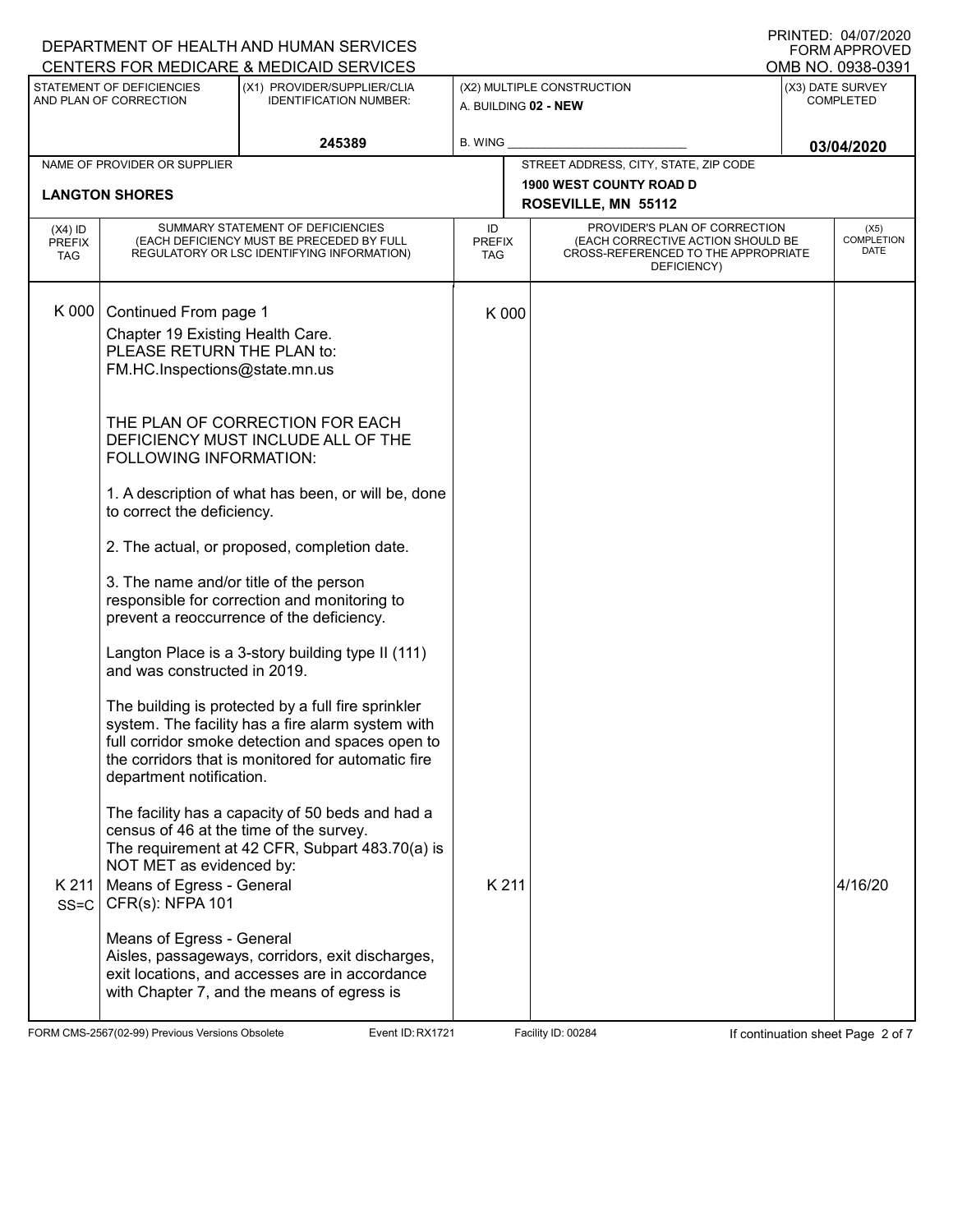DEPARTMENT OF HEALTH AND HUMAN SERVICES
CENTERS FOR MEDICARE & MEDICAID SERVICES

PRINTED: 04/07/2020
FORM APPROVED
OMB NO. 0938-0391

| STATEMENT OF DEFICIENCIES AND PLAN OF CORRECTION | (X1) PROVIDER/SUPPLIER/CLIA IDENTIFICATION NUMBER: | (X2) MULTIPLE CONSTRUCTION | (X3) DATE SURVEY COMPLETED |
|---|---|---|---|
| | 245389 | A. BUILDING **02 - NEW** <br> B. WING ___ | 03/04/2020 |

| NAME OF PROVIDER OR SUPPLIER | STREET ADDRESS, CITY, STATE, ZIP CODE |
|---|---|
| **LANGTON SHORES** | **1900 WEST COUNTY ROAD D** <br> **ROSEVILLE, MN 55112** |

| (X4) ID PREFIX TAG | SUMMARY STATEMENT OF DEFICIENCIES (EACH DEFICIENCY MUST BE PRECEDED BY FULL REGULATORY OR LSC IDENTIFYING INFORMATION) | ID PREFIX TAG | PROVIDER'S PLAN OF CORRECTION (EACH CORRECTIVE ACTION SHOULD BE CROSS-REFERENCED TO THE APPROPRIATE DEFICIENCY) | (X5) COMPLETION DATE |
|---|---|---|---|---|
| K 000 | Continued From page 1<br>Chapter 19 Existing Health Care.<br>PLEASE RETURN THE PLAN to:<br>FM.HC.Inspections@state.mn.us<br><br>THE PLAN OF CORRECTION FOR EACH DEFICIENCY MUST INCLUDE ALL OF THE FOLLOWING INFORMATION:<br><br>1. A description of what has been, or will be, done to correct the deficiency.<br><br>2. The actual, or proposed, completion date.<br><br>3. The name and/or title of the person responsible for correction and monitoring to prevent a reoccurrence of the deficiency.<br><br>Langton Place is a 3-story building type II (111) and was constructed in 2019.<br><br>The building is protected by a full fire sprinkler system. The facility has a fire alarm system with full corridor smoke detection and spaces open to the corridors that is monitored for automatic fire department notification.<br><br>The facility has a capacity of 50 beds and had a census of 46 at the time of the survey.<br>The requirement at 42 CFR, Subpart 483.70(a) is NOT MET as evidenced by: | K 000 | | |
| K 211 SS=C | Means of Egress - General<br>CFR(s): NFPA 101<br><br>Means of Egress - General<br>Aisles, passageways, corridors, exit discharges, exit locations, and accesses are in accordance with Chapter 7, and the means of egress is | K 211 | | 4/16/20 |

FORM CMS-2567(02-99) Previous Versions Obsolete | Event ID: RX1721 | Facility ID: 00284 | If continuation sheet Page 2 of 7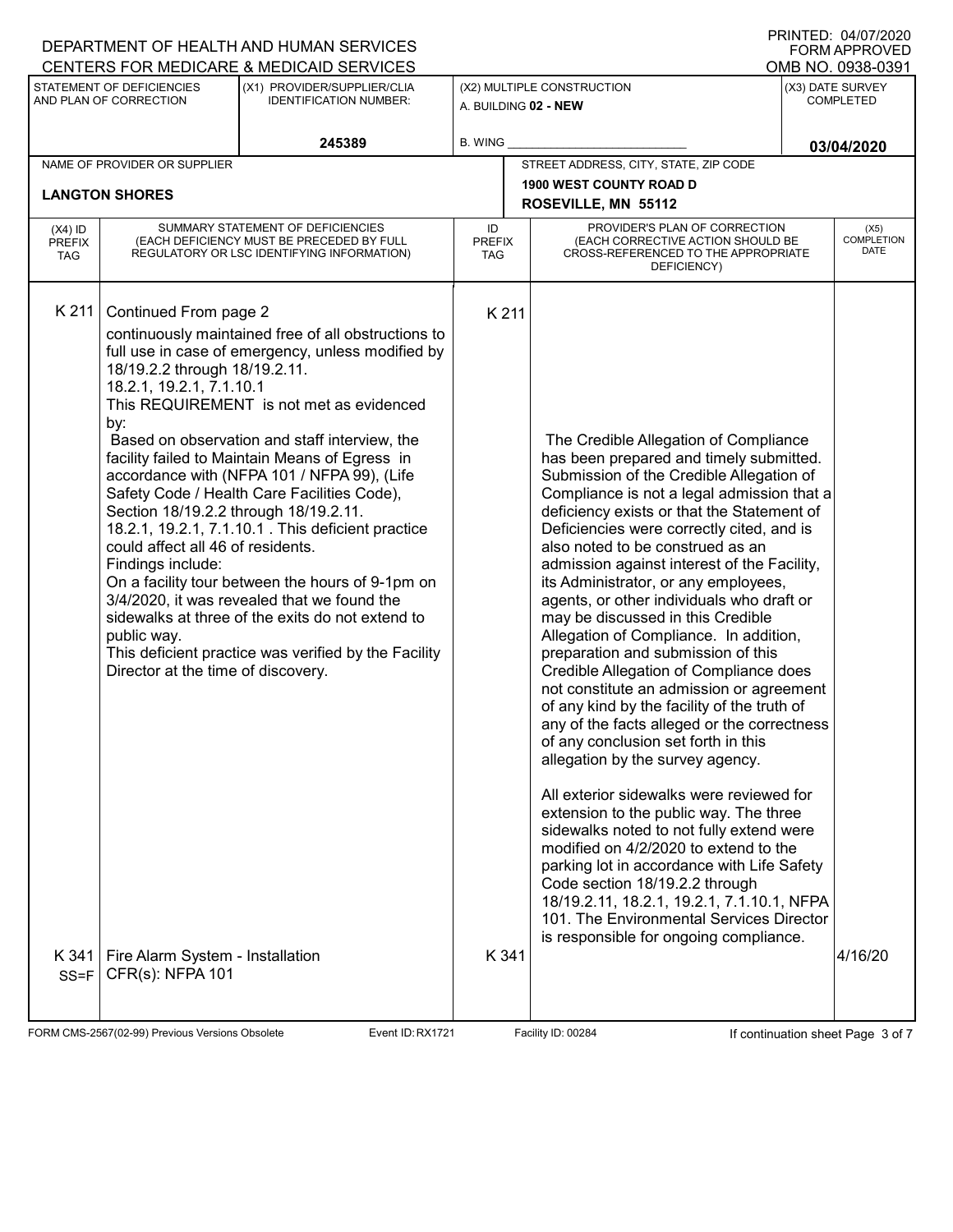DEPARTMENT OF HEALTH AND HUMAN SERVICES
CENTERS FOR MEDICARE & MEDICAID SERVICES

PRINTED: 04/07/2020
FORM APPROVED
OMB NO. 0938-0391

| STATEMENT OF DEFICIENCIES AND PLAN OF CORRECTION | (X1) PROVIDER/SUPPLIER/CLIA IDENTIFICATION NUMBER: | (X2) MULTIPLE CONSTRUCTION | (X3) DATE SURVEY COMPLETED |
|---|---|---|---|
| | 245389 | A. BUILDING 02 - NEW<br>B. WING | 03/04/2020 |

NAME OF PROVIDER OR SUPPLIER: **LANGTON SHORES**

STREET ADDRESS, CITY, STATE, ZIP CODE: **1900 WEST COUNTY ROAD D, ROSEVILLE, MN 55112**

| (X4) ID PREFIX TAG | SUMMARY STATEMENT OF DEFICIENCIES (EACH DEFICIENCY MUST BE PRECEDED BY FULL REGULATORY OR LSC IDENTIFYING INFORMATION) | ID PREFIX TAG | PROVIDER'S PLAN OF CORRECTION (EACH CORRECTIVE ACTION SHOULD BE CROSS-REFERENCED TO THE APPROPRIATE DEFICIENCY) | (X5) COMPLETION DATE |
|---|---|---|---|---|
| K 211 | Continued From page 2<br>continuously maintained free of all obstructions to full use in case of emergency, unless modified by 18/19.2.2 through 18/19.2.11.<br>18.2.1, 19.2.1, 7.1.10.1<br>This REQUIREMENT is not met as evidenced by:<br>Based on observation and staff interview, the facility failed to Maintain Means of Egress in accordance with (NFPA 101 / NFPA 99), (Life Safety Code / Health Care Facilities Code), Section 18/19.2.2 through 18/19.2.11.<br>18.2.1, 19.2.1, 7.1.10.1 . This deficient practice could affect all 46 of residents.<br>Findings include:<br>On a facility tour between the hours of 9-1pm on 3/4/2020, it was revealed that we found the sidewalks at three of the exits do not extend to public way.<br>This deficient practice was verified by the Facility Director at the time of discovery. | K 211 | The Credible Allegation of Compliance has been prepared and timely submitted. Submission of the Credible Allegation of Compliance is not a legal admission that a deficiency exists or that the Statement of Deficiencies were correctly cited, and is also noted to be construed as an admission against interest of the Facility, its Administrator, or any employees, agents, or other individuals who draft or may be discussed in this Credible Allegation of Compliance. In addition, preparation and submission of this Credible Allegation of Compliance does not constitute an admission or agreement of any kind by the facility of the truth of any of the facts alleged or the correctness of any conclusion set forth in this allegation by the survey agency.<br><br>All exterior sidewalks were reviewed for extension to the public way. The three sidewalks noted to not fully extend were modified on 4/2/2020 to extend to the parking lot in accordance with Life Safety Code section 18/19.2.2 through 18/19.2.11, 18.2.1, 19.2.1, 7.1.10.1, NFPA 101. The Environmental Services Director is responsible for ongoing compliance. | 4/16/20 |
| K 341<br>SS=F | Fire Alarm System - Installation<br>CFR(s): NFPA 101 | K 341 | | |

FORM CMS-2567(02-99) Previous Versions Obsolete | Event ID: RX1721 | Facility ID: 00284 | If continuation sheet Page 3 of 7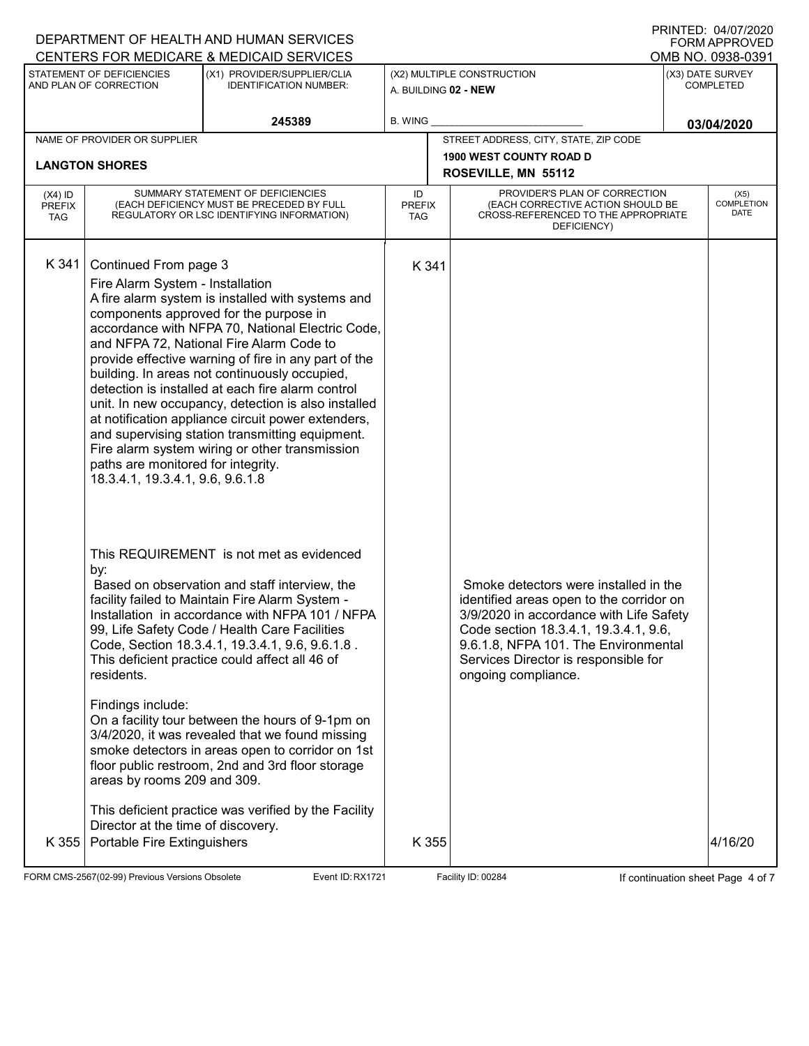DEPARTMENT OF HEALTH AND HUMAN SERVICES
CENTERS FOR MEDICARE & MEDICAID SERVICES

PRINTED: 04/07/2020
FORM APPROVED
OMB NO. 0938-0391

| STATEMENT OF DEFICIENCIES AND PLAN OF CORRECTION | (X1) PROVIDER/SUPPLIER/CLIA IDENTIFICATION NUMBER: | (X2) MULTIPLE CONSTRUCTION | (X3) DATE SURVEY COMPLETED |
|---|---|---|---|
| | 245389 | A. BUILDING 02 - NEW<br>B. WING | 03/04/2020 |

| NAME OF PROVIDER OR SUPPLIER | STREET ADDRESS, CITY, STATE, ZIP CODE |
|---|---|
| LANGTON SHORES | 1900 WEST COUNTY ROAD D<br>ROSEVILLE, MN 55112 |

| (X4) ID PREFIX TAG | SUMMARY STATEMENT OF DEFICIENCIES (EACH DEFICIENCY MUST BE PRECEDED BY FULL REGULATORY OR LSC IDENTIFYING INFORMATION) | ID PREFIX TAG | PROVIDER'S PLAN OF CORRECTION (EACH CORRECTIVE ACTION SHOULD BE CROSS-REFERENCED TO THE APPROPRIATE DEFICIENCY) | (X5) COMPLETION DATE |
|---|---|---|---|---|
| K 341 | Continued From page 3<br>Fire Alarm System - Installation<br>A fire alarm system is installed with systems and components approved for the purpose in accordance with NFPA 70, National Electric Code, and NFPA 72, National Fire Alarm Code to provide effective warning of fire in any part of the building. In areas not continuously occupied, detection is installed at each fire alarm control unit. In new occupancy, detection is also installed at notification appliance circuit power extenders, and supervising station transmitting equipment. Fire alarm system wiring or other transmission paths are monitored for integrity.<br>18.3.4.1, 19.3.4.1, 9.6, 9.6.1.8<br><br>This REQUIREMENT is not met as evidenced by:<br>Based on observation and staff interview, the facility failed to Maintain Fire Alarm System - Installation in accordance with NFPA 101 / NFPA 99, Life Safety Code / Health Care Facilities Code, Section 18.3.4.1, 19.3.4.1, 9.6, 9.6.1.8 . This deficient practice could affect all 46 of residents.<br><br>Findings include:<br>On a facility tour between the hours of 9-1pm on 3/4/2020, it was revealed that we found missing smoke detectors in areas open to corridor on 1st floor public restroom, 2nd and 3rd floor storage areas by rooms 209 and 309.<br><br>This deficient practice was verified by the Facility Director at the time of discovery. | K 341 | Smoke detectors were installed in the identified areas open to the corridor on 3/9/2020 in accordance with Life Safety Code section 18.3.4.1, 19.3.4.1, 9.6, 9.6.1.8, NFPA 101. The Environmental Services Director is responsible for ongoing compliance. | |
| K 355 | Portable Fire Extinguishers | K 355 | | 4/16/20 |

FORM CMS-2567(02-99) Previous Versions Obsolete Event ID: RX1721 Facility ID: 00284 If continuation sheet Page 4 of 7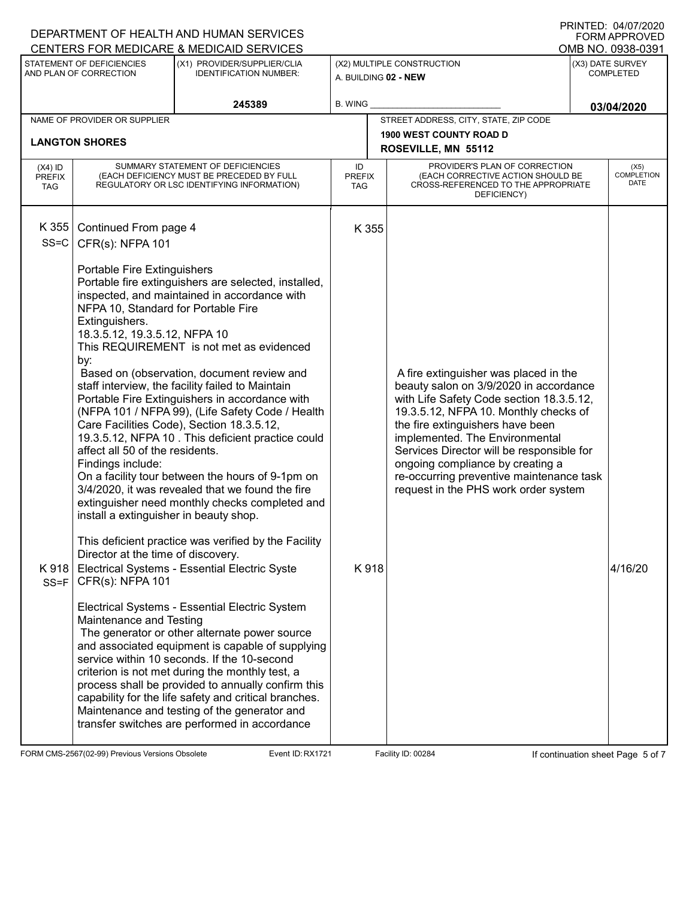DEPARTMENT OF HEALTH AND HUMAN SERVICES
CENTERS FOR MEDICARE & MEDICAID SERVICES

PRINTED: 04/07/2020
FORM APPROVED
OMB NO. 0938-0391

| STATEMENT OF DEFICIENCIES AND PLAN OF CORRECTION | (X1) PROVIDER/SUPPLIER/CLIA IDENTIFICATION NUMBER: | (X2) MULTIPLE CONSTRUCTION | (X3) DATE SURVEY COMPLETED |
|---|---|---|---|
| | 245389 | A. BUILDING 02 - NEW<br>B. WING | 03/04/2020 |

| NAME OF PROVIDER OR SUPPLIER | STREET ADDRESS, CITY, STATE, ZIP CODE |
|---|---|
| LANGTON SHORES | 1900 WEST COUNTY ROAD D<br>ROSEVILLE, MN 55112 |

| (X4) ID PREFIX TAG | SUMMARY STATEMENT OF DEFICIENCIES (EACH DEFICIENCY MUST BE PRECEDED BY FULL REGULATORY OR LSC IDENTIFYING INFORMATION) | ID PREFIX TAG | PROVIDER'S PLAN OF CORRECTION (EACH CORRECTIVE ACTION SHOULD BE CROSS-REFERENCED TO THE APPROPRIATE DEFICIENCY) | (X5) COMPLETION DATE |
|---|---|---|---|---|
| K 355 SS=C | Continued From page 4<br>CFR(s): NFPA 101<br><br>Portable Fire Extinguishers<br>Portable fire extinguishers are selected, installed, inspected, and maintained in accordance with NFPA 10, Standard for Portable Fire Extinguishers.<br>18.3.5.12, 19.3.5.12, NFPA 10<br>This REQUIREMENT is not met as evidenced by:<br>Based on (observation, document review and staff interview, the facility failed to Maintain Portable Fire Extinguishers in accordance with (NFPA 101 / NFPA 99), (Life Safety Code / Health Care Facilities Code), Section 18.3.5.12, 19.3.5.12, NFPA 10 . This deficient practice could affect all 50 of the residents.<br>Findings include:<br>On a facility tour between the hours of 9-1pm on 3/4/2020, it was revealed that we found the fire extinguisher need monthly checks completed and install a extinguisher in beauty shop.<br><br>This deficient practice was verified by the Facility Director at the time of discovery. | K 355 | A fire extinguisher was placed in the beauty salon on 3/9/2020 in accordance with Life Safety Code section 18.3.5.12, 19.3.5.12, NFPA 10. Monthly checks of the fire extinguishers have been implemented. The Environmental Services Director will be responsible for ongoing compliance by creating a re-occurring preventive maintenance task request in the PHS work order system | |
| K 918 SS=F | Electrical Systems - Essential Electric Syste<br>CFR(s): NFPA 101<br><br>Electrical Systems - Essential Electric System Maintenance and Testing<br>The generator or other alternate power source and associated equipment is capable of supplying service within 10 seconds. If the 10-second criterion is not met during the monthly test, a process shall be provided to annually confirm this capability for the life safety and critical branches. Maintenance and testing of the generator and transfer switches are performed in accordance | K 918 | | 4/16/20 |

FORM CMS-2567(02-99) Previous Versions Obsolete | Event ID: RX1721 | Facility ID: 00284 | If continuation sheet Page 5 of 7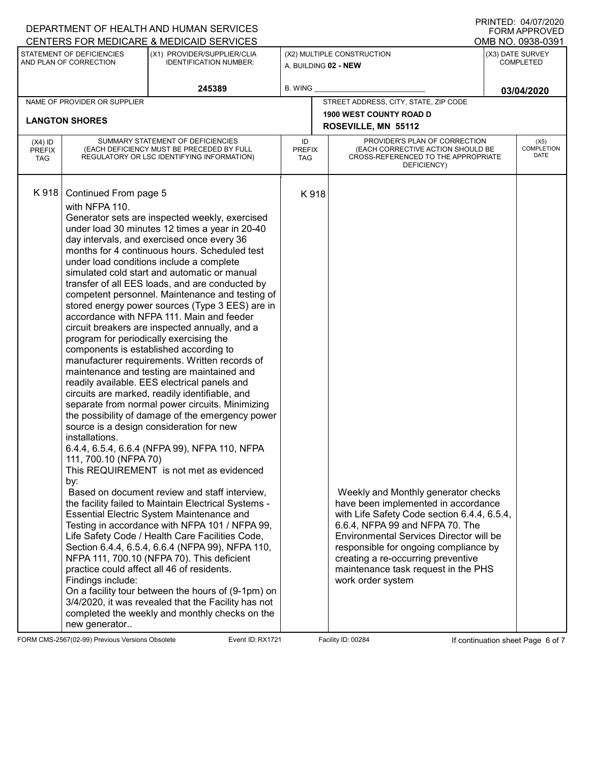DEPARTMENT OF HEALTH AND HUMAN SERVICES
CENTERS FOR MEDICARE & MEDICAID SERVICES

PRINTED: 04/07/2020
FORM APPROVED
OMB NO. 0938-0391

| STATEMENT OF DEFICIENCIES AND PLAN OF CORRECTION | (X1) PROVIDER/SUPPLIER/CLIA IDENTIFICATION NUMBER: | (X2) MULTIPLE CONSTRUCTION | (X3) DATE SURVEY COMPLETED |
|---|---|---|---|
| | 245389 | A. BUILDING 02 - NEW<br>B. WING | 03/04/2020 |

| NAME OF PROVIDER OR SUPPLIER | STREET ADDRESS, CITY, STATE, ZIP CODE |
|---|---|
| LANGTON SHORES | 1900 WEST COUNTY ROAD D<br>ROSEVILLE, MN 55112 |

| (X4) ID PREFIX TAG | SUMMARY STATEMENT OF DEFICIENCIES (EACH DEFICIENCY MUST BE PRECEDED BY FULL REGULATORY OR LSC IDENTIFYING INFORMATION) | ID PREFIX TAG | PROVIDER'S PLAN OF CORRECTION (EACH CORRECTIVE ACTION SHOULD BE CROSS-REFERENCED TO THE APPROPRIATE DEFICIENCY) | (X5) COMPLETION DATE |
|---|---|---|---|---|
| K 918 | Continued From page 5<br>with NFPA 110.<br>Generator sets are inspected weekly, exercised under load 30 minutes 12 times a year in 20-40 day intervals, and exercised once every 36 months for 4 continuous hours. Scheduled test under load conditions include a complete simulated cold start and automatic or manual transfer of all EES loads, and are conducted by competent personnel. Maintenance and testing of stored energy power sources (Type 3 EES) are in accordance with NFPA 111. Main and feeder circuit breakers are inspected annually, and a program for periodically exercising the components is established according to manufacturer requirements. Written records of maintenance and testing are maintained and readily available. EES electrical panels and circuits are marked, readily identifiable, and separate from normal power circuits. Minimizing the possibility of damage of the emergency power source is a design consideration for new installations.<br>6.4.4, 6.5.4, 6.6.4 (NFPA 99), NFPA 110, NFPA 111, 700.10 (NFPA 70)<br>This REQUIREMENT is not met as evidenced by:<br>Based on document review and staff interview, the facility failed to Maintain Electrical Systems - Essential Electric System Maintenance and Testing in accordance with NFPA 101 / NFPA 99, Life Safety Code / Health Care Facilities Code, Section 6.4.4, 6.5.4, 6.6.4 (NFPA 99), NFPA 110, NFPA 111, 700.10 (NFPA 70). This deficient practice could affect all 46 of residents.<br>Findings include:<br>On a facility tour between the hours of (9-1pm) on 3/4/2020, it was revealed that the Facility has not completed the weekly and monthly checks on the new generator.. | K 918 | Weekly and Monthly generator checks have been implemented in accordance with Life Safety Code section 6.4.4, 6.5.4, 6.6.4, NFPA 99 and NFPA 70. The Environmental Services Director will be responsible for ongoing compliance by creating a re-occurring preventive maintenance task request in the PHS work order system | |

FORM CMS-2567(02-99) Previous Versions Obsolete Event ID: RX1721 Facility ID: 00284 If continuation sheet Page 6 of 7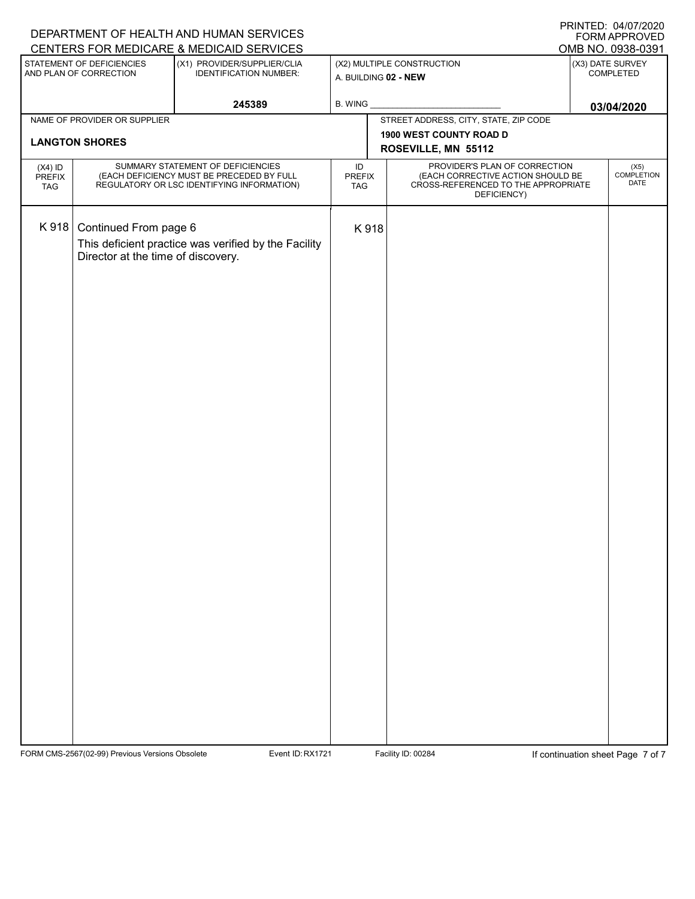DEPARTMENT OF HEALTH AND HUMAN SERVICES
CENTERS FOR MEDICARE & MEDICAID SERVICES

PRINTED: 04/07/2020
FORM APPROVED
OMB NO. 0938-0391

| STATEMENT OF DEFICIENCIES AND PLAN OF CORRECTION | (X1) PROVIDER/SUPPLIER/CLIA IDENTIFICATION NUMBER: | (X2) MULTIPLE CONSTRUCTION | (X3) DATE SURVEY COMPLETED |
|---|---|---|---|
| | 245389 | A. BUILDING 02 - NEW<br>B. WING | 03/04/2020 |

| NAME OF PROVIDER OR SUPPLIER | STREET ADDRESS, CITY, STATE, ZIP CODE |
|---|---|
| LANGTON SHORES | 1900 WEST COUNTY ROAD D<br>ROSEVILLE, MN 55112 |

| (X4) ID PREFIX TAG | SUMMARY STATEMENT OF DEFICIENCIES (EACH DEFICIENCY MUST BE PRECEDED BY FULL REGULATORY OR LSC IDENTIFYING INFORMATION) | ID PREFIX TAG | PROVIDER'S PLAN OF CORRECTION (EACH CORRECTIVE ACTION SHOULD BE CROSS-REFERENCED TO THE APPROPRIATE DEFICIENCY) | (X5) COMPLETION DATE |
|---|---|---|---|---|
| K 918 | Continued From page 6<br>This deficient practice was verified by the Facility Director at the time of discovery. | K 918 | | |

FORM CMS-2567(02-99) Previous Versions Obsolete Event ID: RX1721 Facility ID: 00284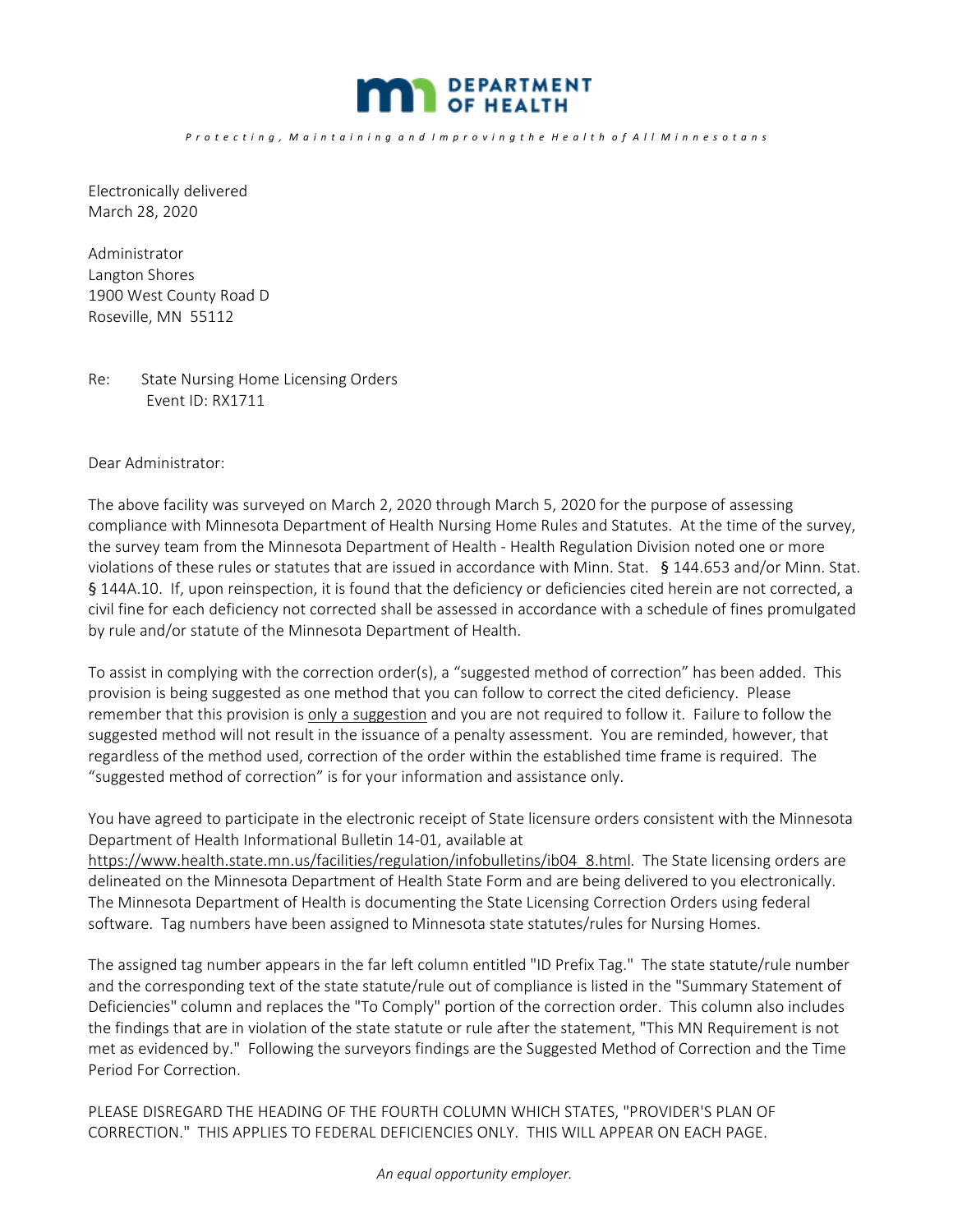**DEPARTMENT OF HEALTH**

*Protecting, Maintaining and Improving the Health of All Minnesotans*

Electronically delivered
March 28, 2020

Administrator
Langton Shores
1900 West County Road D
Roseville, MN 55112

Re: State Nursing Home Licensing Orders
Event ID: RX1711

Dear Administrator:

The above facility was surveyed on March 2, 2020 through March 5, 2020 for the purpose of assessing compliance with Minnesota Department of Health Nursing Home Rules and Statutes. At the time of the survey, the survey team from the Minnesota Department of Health - Health Regulation Division noted one or more violations of these rules or statutes that are issued in accordance with Minn. Stat. § 144.653 and/or Minn. Stat. § 144A.10. If, upon reinspection, it is found that the deficiency or deficiencies cited herein are not corrected, a civil fine for each deficiency not corrected shall be assessed in accordance with a schedule of fines promulgated by rule and/or statute of the Minnesota Department of Health.

To assist in complying with the correction order(s), a "suggested method of correction" has been added. This provision is being suggested as one method that you can follow to correct the cited deficiency. Please remember that this provision is <u>only a suggestion</u> and you are not required to follow it. Failure to follow the suggested method will not result in the issuance of a penalty assessment. You are reminded, however, that regardless of the method used, correction of the order within the established time frame is required. The "suggested method of correction" is for your information and assistance only.

You have agreed to participate in the electronic receipt of State licensure orders consistent with the Minnesota Department of Health Informational Bulletin 14-01, available at https://www.health.state.mn.us/facilities/regulation/infobulletins/ib04_8.html. The State licensing orders are delineated on the Minnesota Department of Health State Form and are being delivered to you electronically. The Minnesota Department of Health is documenting the State Licensing Correction Orders using federal software. Tag numbers have been assigned to Minnesota state statutes/rules for Nursing Homes.

The assigned tag number appears in the far left column entitled "ID Prefix Tag." The state statute/rule number and the corresponding text of the state statute/rule out of compliance is listed in the "Summary Statement of Deficiencies" column and replaces the "To Comply" portion of the correction order. This column also includes the findings that are in violation of the state statute or rule after the statement, "This MN Requirement is not met as evidenced by." Following the surveyors findings are the Suggested Method of Correction and the Time Period For Correction.

PLEASE DISREGARD THE HEADING OF THE FOURTH COLUMN WHICH STATES, "PROVIDER'S PLAN OF CORRECTION." THIS APPLIES TO FEDERAL DEFICIENCIES ONLY. THIS WILL APPEAR ON EACH PAGE.

*An equal opportunity employer.*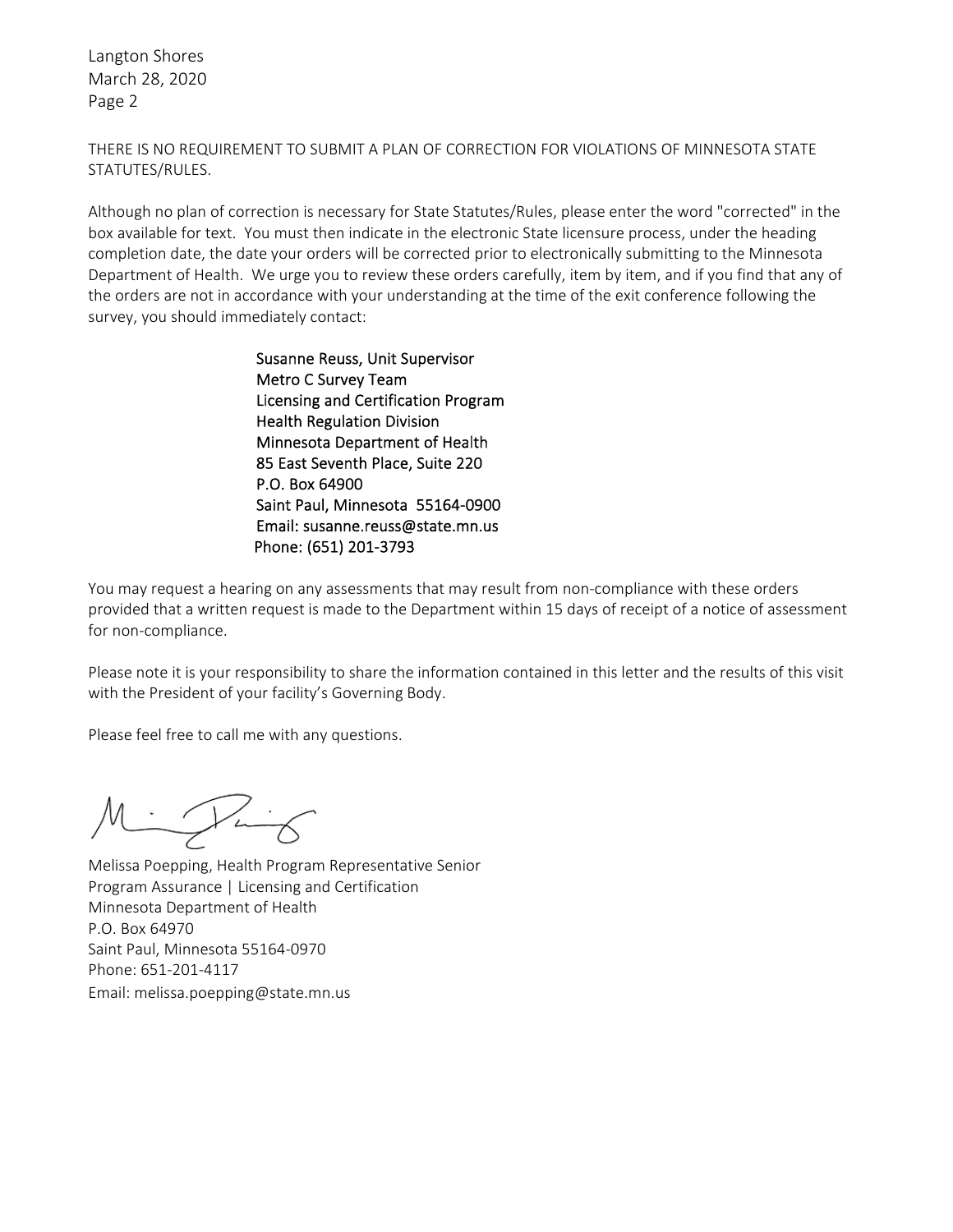THERE IS NO REQUIREMENT TO SUBMIT A PLAN OF CORRECTION FOR VIOLATIONS OF MINNESOTA STATE STATUTES/RULES.

Although no plan of correction is necessary for State Statutes/Rules, please enter the word "corrected" in the box available for text. You must then indicate in the electronic State licensure process, under the heading completion date, the date your orders will be corrected prior to electronically submitting to the Minnesota Department of Health. We urge you to review these orders carefully, item by item, and if you find that any of the orders are not in accordance with your understanding at the time of the exit conference following the survey, you should immediately contact:

Susanne Reuss, Unit Supervisor
Metro C Survey Team
Licensing and Certification Program
Health Regulation Division
Minnesota Department of Health
85 East Seventh Place, Suite 220
P.O. Box 64900
Saint Paul, Minnesota 55164-0900
Email: susanne.reuss@state.mn.us
Phone: (651) 201-3793

You may request a hearing on any assessments that may result from non-compliance with these orders provided that a written request is made to the Department within 15 days of receipt of a notice of assessment for non-compliance.

Please note it is your responsibility to share the information contained in this letter and the results of this visit with the President of your facility's Governing Body.

Please feel free to call me with any questions.

Melissa Poepping, Health Program Representative Senior
Program Assurance | Licensing and Certification
Minnesota Department of Health
P.O. Box 64970
Saint Paul, Minnesota 55164-0970
Phone: 651-201-4117
Email: melissa.poepping@state.mn.us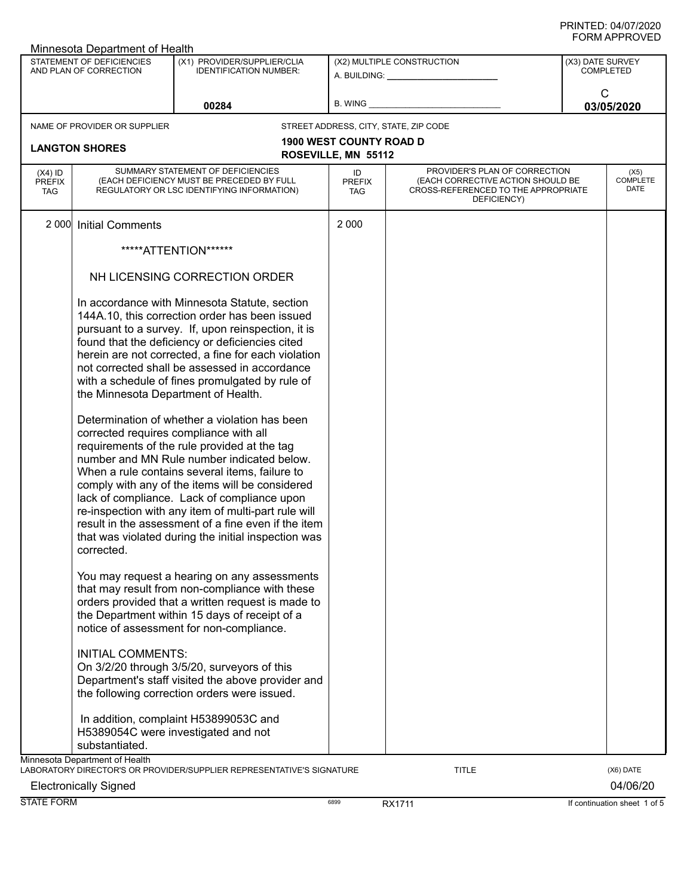Minnesota Department of Health

| STATEMENT OF DEFICIENCIES AND PLAN OF CORRECTION | (X1) PROVIDER/SUPPLIER/CLIA IDENTIFICATION NUMBER: | (X2) MULTIPLE CONSTRUCTION | (X3) DATE SURVEY COMPLETED |
|---|---|---|---|
| | 00284 | A. BUILDING: ______ B. WING ______ | C 03/05/2020 |

NAME OF PROVIDER OR SUPPLIER: **LANGTON SHORES**

STREET ADDRESS, CITY, STATE, ZIP CODE: **1900 WEST COUNTY ROAD D ROSEVILLE, MN 55112**

| (X4) ID PREFIX TAG | SUMMARY STATEMENT OF DEFICIENCIES (EACH DEFICIENCY MUST BE PRECEDED BY FULL REGULATORY OR LSC IDENTIFYING INFORMATION) | ID PREFIX TAG | PROVIDER'S PLAN OF CORRECTION (EACH CORRECTIVE ACTION SHOULD BE CROSS-REFERENCED TO THE APPROPRIATE DEFICIENCY) | (X5) COMPLETE DATE |
|---|---|---|---|---|
| 2 000 | Initial Comments | 2 000 | | |

*****ATTENTION******

NH LICENSING CORRECTION ORDER

In accordance with Minnesota Statute, section 144A.10, this correction order has been issued pursuant to a survey. If, upon reinspection, it is found that the deficiency or deficiencies cited herein are not corrected, a fine for each violation not corrected shall be assessed in accordance with a schedule of fines promulgated by rule of the Minnesota Department of Health.

Determination of whether a violation has been corrected requires compliance with all requirements of the rule provided at the tag number and MN Rule number indicated below. When a rule contains several items, failure to comply with any of the items will be considered lack of compliance. Lack of compliance upon re-inspection with any item of multi-part rule will result in the assessment of a fine even if the item that was violated during the initial inspection was corrected.

You may request a hearing on any assessments that may result from non-compliance with these orders provided that a written request is made to the Department within 15 days of receipt of a notice of assessment for non-compliance.

INITIAL COMMENTS:
On 3/2/20 through 3/5/20, surveyors of this Department's staff visited the above provider and the following correction orders were issued.

In addition, complaint H53899053C and H5389054C were investigated and not substantiated.

Minnesota Department of Health

LABORATORY DIRECTOR'S OR PROVIDER/SUPPLIER REPRESENTATIVE'S SIGNATURE: Electronically Signed

TITLE:

(X6) DATE: 04/06/20

STATE FORM 6899 RX1711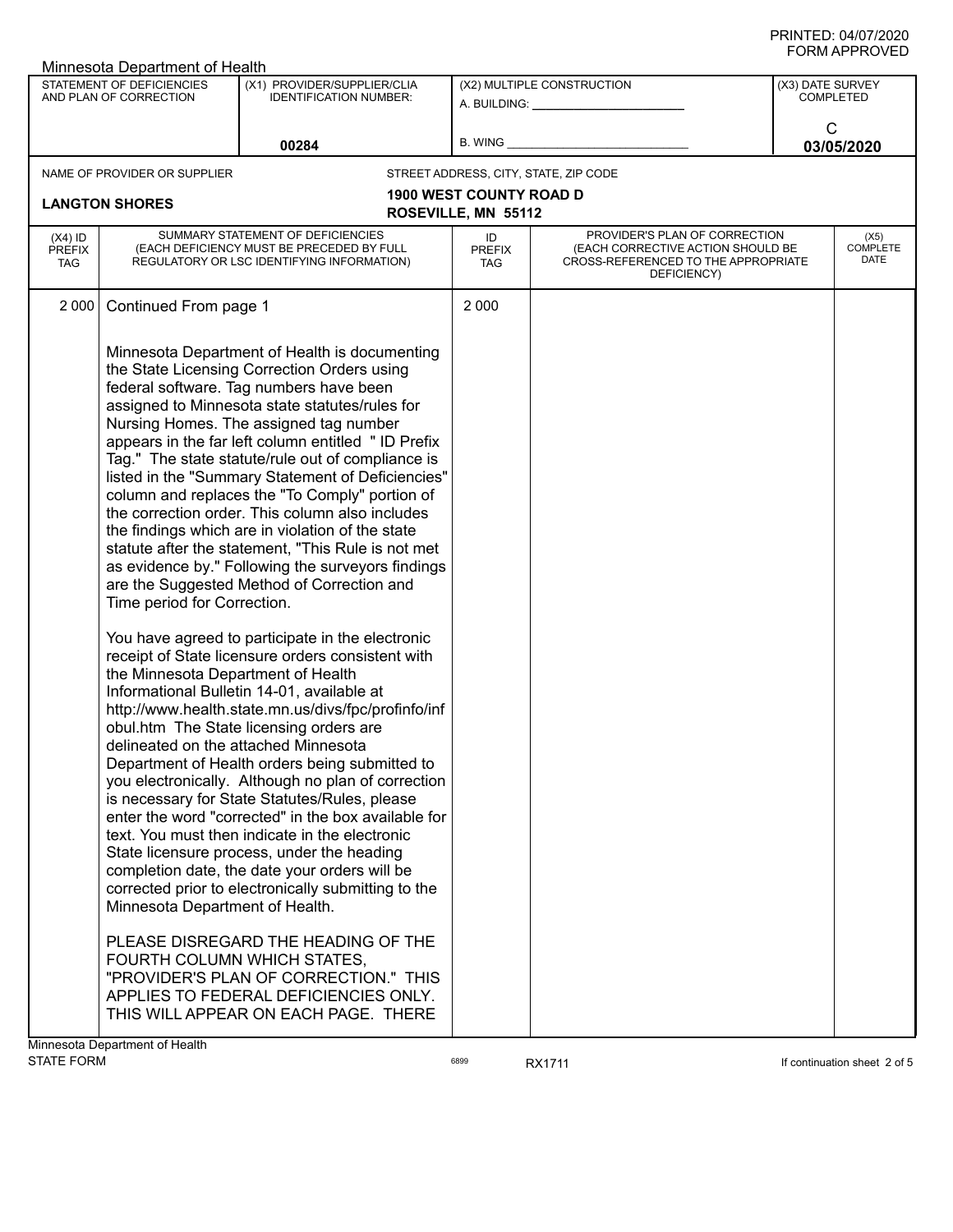Minnesota Department of Health

| STATEMENT OF DEFICIENCIES AND PLAN OF CORRECTION | (X1) PROVIDER/SUPPLIER/CLIA IDENTIFICATION NUMBER: | (X2) MULTIPLE CONSTRUCTION | (X3) DATE SURVEY COMPLETED |
|---|---|---|---|
| | 00284 | A. BUILDING: ______ B. WING ______ | C 03/05/2020 |

| NAME OF PROVIDER OR SUPPLIER | STREET ADDRESS, CITY, STATE, ZIP CODE |
|---|---|
| LANGTON SHORES | 1900 WEST COUNTY ROAD D ROSEVILLE, MN 55112 |

| (X4) ID PREFIX TAG | SUMMARY STATEMENT OF DEFICIENCIES (EACH DEFICIENCY MUST BE PRECEDED BY FULL REGULATORY OR LSC IDENTIFYING INFORMATION) | ID PREFIX TAG | PROVIDER'S PLAN OF CORRECTION (EACH CORRECTIVE ACTION SHOULD BE CROSS-REFERENCED TO THE APPROPRIATE DEFICIENCY) | (X5) COMPLETE DATE |
|---|---|---|---|---|
| 2 000 | Continued From page 1 | 2 000 | | |

Minnesota Department of Health is documenting the State Licensing Correction Orders using federal software. Tag numbers have been assigned to Minnesota state statutes/rules for Nursing Homes. The assigned tag number appears in the far left column entitled " ID Prefix Tag." The state statute/rule out of compliance is listed in the "Summary Statement of Deficiencies" column and replaces the "To Comply" portion of the correction order. This column also includes the findings which are in violation of the state statute after the statement, "This Rule is not met as evidence by." Following the surveyors findings are the Suggested Method of Correction and Time period for Correction.

You have agreed to participate in the electronic receipt of State licensure orders consistent with the Minnesota Department of Health Informational Bulletin 14-01, available at http://www.health.state.mn.us/divs/fpc/profinfo/infobul.htm The State licensing orders are delineated on the attached Minnesota Department of Health orders being submitted to you electronically. Although no plan of correction is necessary for State Statutes/Rules, please enter the word "corrected" in the box available for text. You must then indicate in the electronic State licensure process, under the heading completion date, the date your orders will be corrected prior to electronically submitting to the Minnesota Department of Health.

PLEASE DISREGARD THE HEADING OF THE FOURTH COLUMN WHICH STATES, "PROVIDER'S PLAN OF CORRECTION." THIS APPLIES TO FEDERAL DEFICIENCIES ONLY. THIS WILL APPEAR ON EACH PAGE. THERE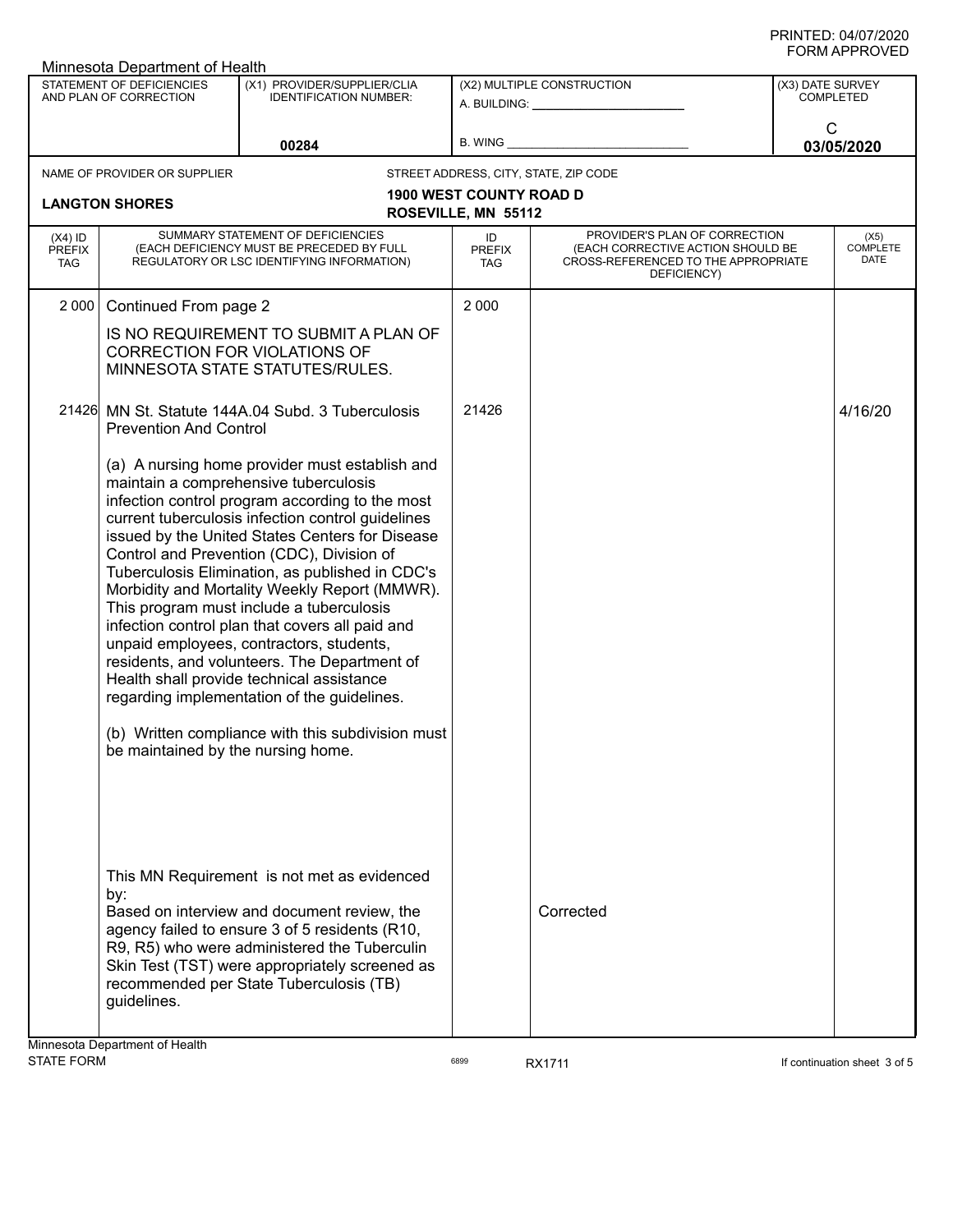Minnesota Department of Health

| STATEMENT OF DEFICIENCIES AND PLAN OF CORRECTION | (X1) PROVIDER/SUPPLIER/CLIA IDENTIFICATION NUMBER: | (X2) MULTIPLE CONSTRUCTION | (X3) DATE SURVEY COMPLETED |
|---|---|---|---|
| | 00284 | A. BUILDING: ___ B. WING ___ | C 03/05/2020 |

| NAME OF PROVIDER OR SUPPLIER | STREET ADDRESS, CITY, STATE, ZIP CODE |
|---|---|
| LANGTON SHORES | 1900 WEST COUNTY ROAD D ROSEVILLE, MN 55112 |

| (X4) ID PREFIX TAG | SUMMARY STATEMENT OF DEFICIENCIES (EACH DEFICIENCY MUST BE PRECEDED BY FULL REGULATORY OR LSC IDENTIFYING INFORMATION) | ID PREFIX TAG | PROVIDER'S PLAN OF CORRECTION (EACH CORRECTIVE ACTION SHOULD BE CROSS-REFERENCED TO THE APPROPRIATE DEFICIENCY) | (X5) COMPLETE DATE |
|---|---|---|---|---|
| 2 000 | Continued From page 2<br><br>IS NO REQUIREMENT TO SUBMIT A PLAN OF CORRECTION FOR VIOLATIONS OF MINNESOTA STATE STATUTES/RULES. | 2 000 | | |
| 21426 | MN St. Statute 144A.04 Subd. 3 Tuberculosis Prevention And Control<br><br>(a) A nursing home provider must establish and maintain a comprehensive tuberculosis infection control program according to the most current tuberculosis infection control guidelines issued by the United States Centers for Disease Control and Prevention (CDC), Division of Tuberculosis Elimination, as published in CDC's Morbidity and Mortality Weekly Report (MMWR). This program must include a tuberculosis infection control plan that covers all paid and unpaid employees, contractors, students, residents, and volunteers. The Department of Health shall provide technical assistance regarding implementation of the guidelines.<br><br>(b) Written compliance with this subdivision must be maintained by the nursing home.<br><br>This MN Requirement is not met as evidenced by:<br>Based on interview and document review, the agency failed to ensure 3 of 5 residents (R10, R9, R5) who were administered the Tuberculin Skin Test (TST) were appropriately screened as recommended per State Tuberculosis (TB) guidelines. | 21426 | Corrected | 4/16/20 |

Minnesota Department of Health
STATE FORM 6899 RX1711 If continuation sheet 3 of 5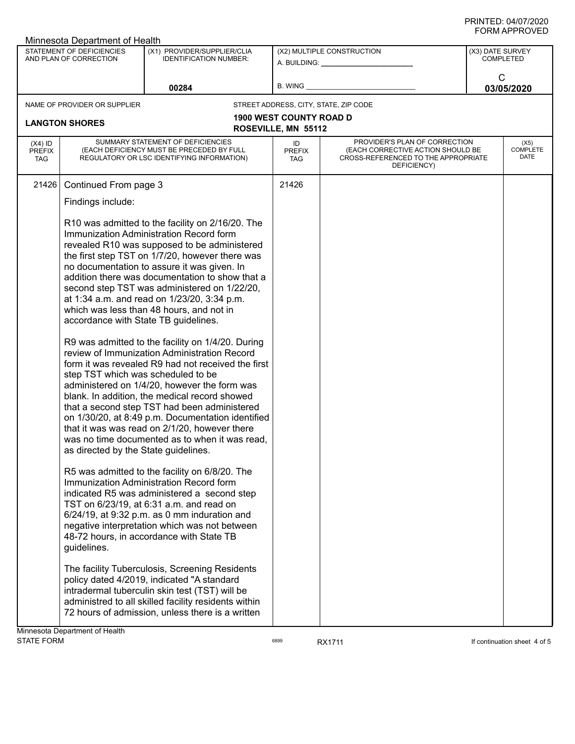Minnesota Department of Health

| STATEMENT OF DEFICIENCIES AND PLAN OF CORRECTION | (X1) PROVIDER/SUPPLIER/CLIA IDENTIFICATION NUMBER: | (X2) MULTIPLE CONSTRUCTION | (X3) DATE SURVEY COMPLETED |
|---|---|---|---|
| | 00284 | A. BUILDING: ______ B. WING ______ | C 03/05/2020 |

| NAME OF PROVIDER OR SUPPLIER | STREET ADDRESS, CITY, STATE, ZIP CODE |
|---|---|
| LANGTON SHORES | 1900 WEST COUNTY ROAD D ROSEVILLE, MN 55112 |

| (X4) ID PREFIX TAG | SUMMARY STATEMENT OF DEFICIENCIES (EACH DEFICIENCY MUST BE PRECEDED BY FULL REGULATORY OR LSC IDENTIFYING INFORMATION) | ID PREFIX TAG | PROVIDER'S PLAN OF CORRECTION (EACH CORRECTIVE ACTION SHOULD BE CROSS-REFERENCED TO THE APPROPRIATE DEFICIENCY) | (X5) COMPLETE DATE |
|---|---|---|---|---|
| 21426 | Continued From page 3 | 21426 | | |

Findings include:

R10 was admitted to the facility on 2/16/20. The Immunization Administration Record form revealed R10 was supposed to be administered the first step TST on 1/7/20, however there was no documentation to assure it was given. In addition there was documentation to show that a second step TST was administered on 1/22/20, at 1:34 a.m. and read on 1/23/20, 3:34 p.m. which was less than 48 hours, and not in accordance with State TB guidelines.

R9 was admitted to the facility on 1/4/20. During review of Immunization Administration Record form it was revealed R9 had not received the first step TST which was scheduled to be administered on 1/4/20, however the form was blank. In addition, the medical record showed that a second step TST had been administered on 1/30/20, at 8:49 p.m. Documentation identified that it was was read on 2/1/20, however there was no time documented as to when it was read, as directed by the State guidelines.

R5 was admitted to the facility on 6/8/20. The Immunization Administration Record form indicated R5 was administered a second step TST on 6/23/19, at 6:31 a.m. and read on 6/24/19, at 9:32 p.m. as 0 mm induration and negative interpretation which was not between 48-72 hours, in accordance with State TB guidelines.

The facility Tuberculosis, Screening Residents policy dated 4/2019, indicated "A standard intradermal tuberculin skin test (TST) will be administred to all skilled facility residents within 72 hours of admission, unless there is a written

Minnesota Department of Health
STATE FORM 6899 RX1711 If continuation sheet 4 of 5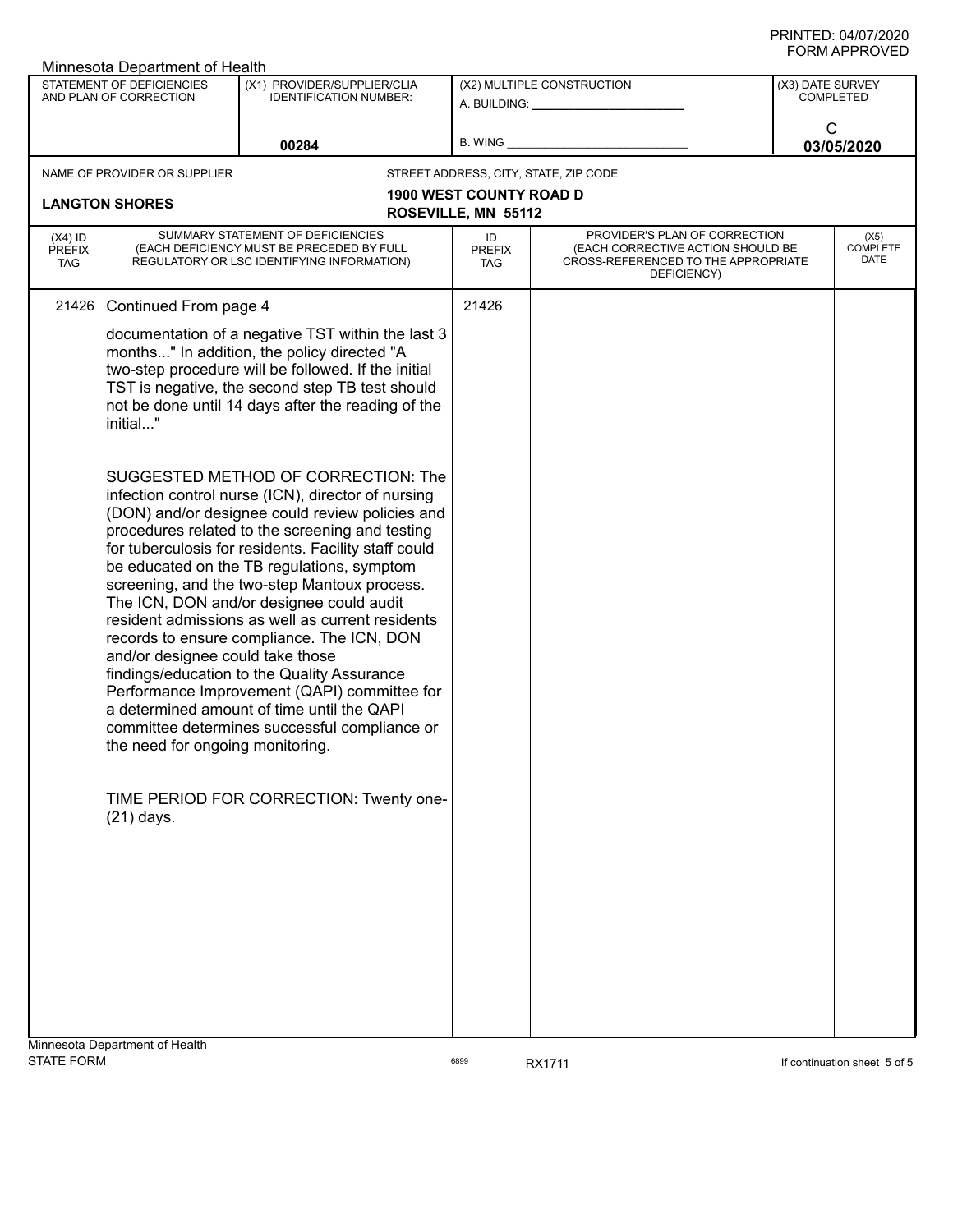Minnesota Department of Health

| STATEMENT OF DEFICIENCIES AND PLAN OF CORRECTION | (X1) PROVIDER/SUPPLIER/CLIA IDENTIFICATION NUMBER: | (X2) MULTIPLE CONSTRUCTION | (X3) DATE SURVEY COMPLETED |
|---|---|---|---|
| | 00284 | A. BUILDING: ______ B. WING ______ | C 03/05/2020 |

| NAME OF PROVIDER OR SUPPLIER | STREET ADDRESS, CITY, STATE, ZIP CODE |
|---|---|
| LANGTON SHORES | 1900 WEST COUNTY ROAD D ROSEVILLE, MN 55112 |

| (X4) ID PREFIX TAG | SUMMARY STATEMENT OF DEFICIENCIES (EACH DEFICIENCY MUST BE PRECEDED BY FULL REGULATORY OR LSC IDENTIFYING INFORMATION) | ID PREFIX TAG | PROVIDER'S PLAN OF CORRECTION (EACH CORRECTIVE ACTION SHOULD BE CROSS-REFERENCED TO THE APPROPRIATE DEFICIENCY) | (X5) COMPLETE DATE |
|---|---|---|---|---|
| 21426 | Continued From page 4 | 21426 | | |

documentation of a negative TST within the last 3 months..." In addition, the policy directed "A two-step procedure will be followed. If the initial TST is negative, the second step TB test should not be done until 14 days after the reading of the initial..."

SUGGESTED METHOD OF CORRECTION: The infection control nurse (ICN), director of nursing (DON) and/or designee could review policies and procedures related to the screening and testing for tuberculosis for residents. Facility staff could be educated on the TB regulations, symptom screening, and the two-step Mantoux process. The ICN, DON and/or designee could audit resident admissions as well as current residents records to ensure compliance. The ICN, DON and/or designee could take those findings/education to the Quality Assurance Performance Improvement (QAPI) committee for a determined amount of time until the QAPI committee determines successful compliance or the need for ongoing monitoring.

TIME PERIOD FOR CORRECTION: Twenty one-(21) days.